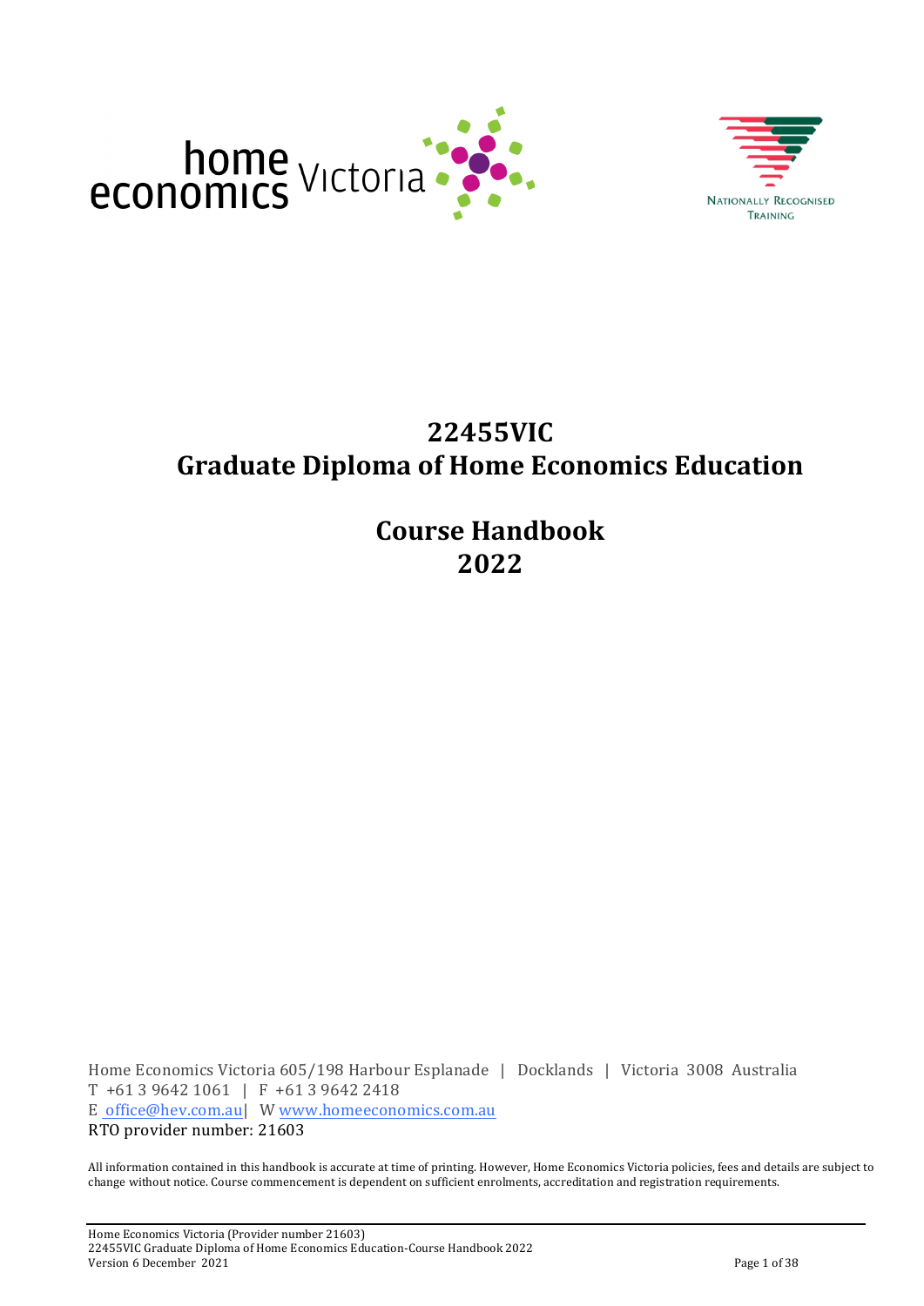# 22455VIC
# Graduate Diploma of Home Economics Education

## Course Handbook
## 2022

Home Economics Victoria 605/198 Harbour Esplanade | Docklands | Victoria 3008 Australia
T +61 3 9642 1061 | F +61 3 9642 2418
E office@hev.com.au | W www.homeeconomics.com.au
RTO provider number: 21603

All information contained in this handbook is accurate at time of printing. However, Home Economics Victoria policies, fees and details are subject to change without notice. Course commencement is dependent on sufficient enrolments, accreditation and registration requirements.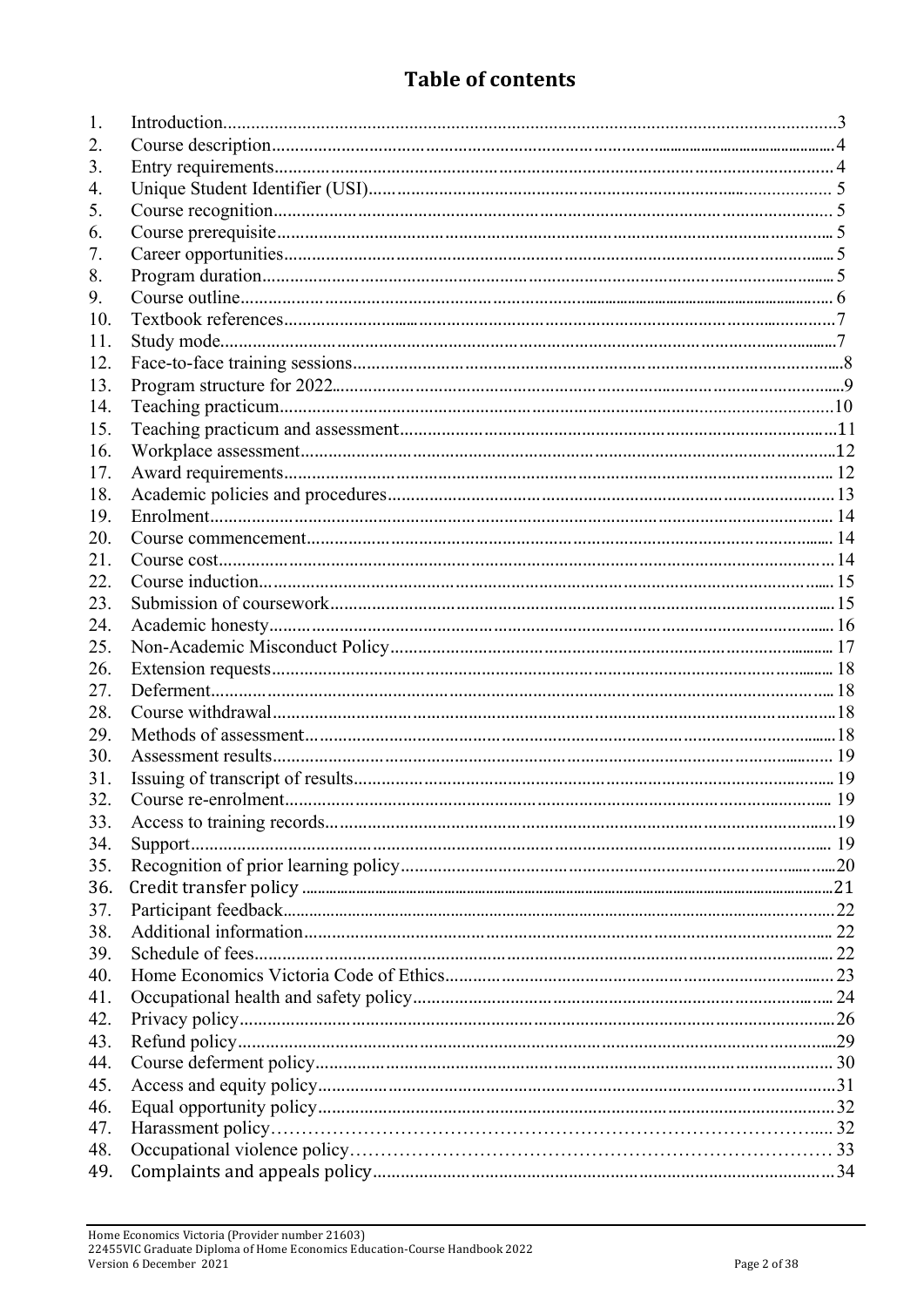# Table of contents

| | | |
|---|---|---|
| 1. | Introduction | 3 |
| 2. | Course description | 4 |
| 3. | Entry requirements | 4 |
| 4. | Unique Student Identifier (USI) | 5 |
| 5. | Course recognition | 5 |
| 6. | Course prerequisite | 5 |
| 7. | Career opportunities | 5 |
| 8. | Program duration | 5 |
| 9. | Course outline | 6 |
| 10. | Textbook references | 7 |
| 11. | Study mode | 7 |
| 12. | Face-to-face training sessions | 8 |
| 13. | Program structure for 2022 | 9 |
| 14. | Teaching practicum | 10 |
| 15. | Teaching practicum and assessment | 11 |
| 16. | Workplace assessment | 12 |
| 17. | Award requirements | 12 |
| 18. | Academic policies and procedures | 13 |
| 19. | Enrolment | 14 |
| 20. | Course commencement | 14 |
| 21. | Course cost | 14 |
| 22. | Course induction | 15 |
| 23. | Submission of coursework | 15 |
| 24. | Academic honesty | 16 |
| 25. | Non-Academic Misconduct Policy | 17 |
| 26. | Extension requests | 18 |
| 27. | Deferment | 18 |
| 28. | Course withdrawal | 18 |
| 29. | Methods of assessment | 18 |
| 30. | Assessment results | 19 |
| 31. | Issuing of transcript of results | 19 |
| 32. | Course re-enrolment | 19 |
| 33. | Access to training records | 19 |
| 34. | Support | 19 |
| 35. | Recognition of prior learning policy | 20 |
| 36. | Credit transfer policy | 21 |
| 37. | Participant feedback | 22 |
| 38. | Additional information | 22 |
| 39. | Schedule of fees | 22 |
| 40. | Home Economics Victoria Code of Ethics | 23 |
| 41. | Occupational health and safety policy | 24 |
| 42. | Privacy policy | 26 |
| 43. | Refund policy | 29 |
| 44. | Course deferment policy | 30 |
| 45. | Access and equity policy | 31 |
| 46. | Equal opportunity policy | 32 |
| 47. | Harassment policy | 32 |
| 48. | Occupational violence policy | 33 |
| 49. | Complaints and appeals policy | 34 |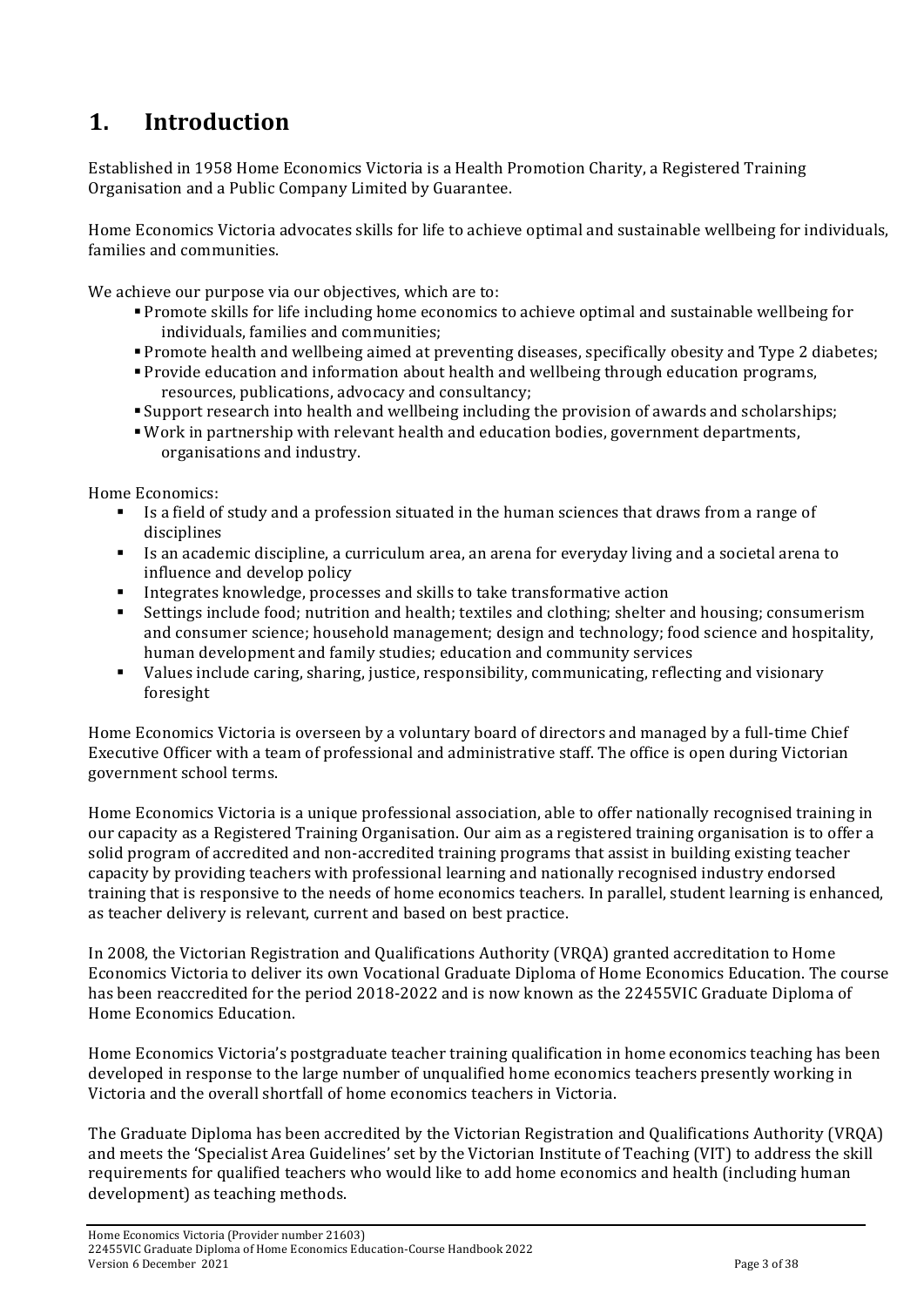# 1. Introduction

Established in 1958 Home Economics Victoria is a Health Promotion Charity, a Registered Training Organisation and a Public Company Limited by Guarantee.

Home Economics Victoria advocates skills for life to achieve optimal and sustainable wellbeing for individuals, families and communities.

We achieve our purpose via our objectives, which are to:

- Promote skills for life including home economics to achieve optimal and sustainable wellbeing for individuals, families and communities;
- Promote health and wellbeing aimed at preventing diseases, specifically obesity and Type 2 diabetes;
- Provide education and information about health and wellbeing through education programs, resources, publications, advocacy and consultancy;
- Support research into health and wellbeing including the provision of awards and scholarships;
- Work in partnership with relevant health and education bodies, government departments, organisations and industry.

Home Economics:

- Is a field of study and a profession situated in the human sciences that draws from a range of disciplines
- Is an academic discipline, a curriculum area, an arena for everyday living and a societal arena to influence and develop policy
- Integrates knowledge, processes and skills to take transformative action
- Settings include food; nutrition and health; textiles and clothing; shelter and housing; consumerism and consumer science; household management; design and technology; food science and hospitality, human development and family studies; education and community services
- Values include caring, sharing, justice, responsibility, communicating, reflecting and visionary foresight

Home Economics Victoria is overseen by a voluntary board of directors and managed by a full-time Chief Executive Officer with a team of professional and administrative staff. The office is open during Victorian government school terms.

Home Economics Victoria is a unique professional association, able to offer nationally recognised training in our capacity as a Registered Training Organisation. Our aim as a registered training organisation is to offer a solid program of accredited and non-accredited training programs that assist in building existing teacher capacity by providing teachers with professional learning and nationally recognised industry endorsed training that is responsive to the needs of home economics teachers. In parallel, student learning is enhanced, as teacher delivery is relevant, current and based on best practice.

In 2008, the Victorian Registration and Qualifications Authority (VRQA) granted accreditation to Home Economics Victoria to deliver its own Vocational Graduate Diploma of Home Economics Education. The course has been reaccredited for the period 2018-2022 and is now known as the 22455VIC Graduate Diploma of Home Economics Education.

Home Economics Victoria's postgraduate teacher training qualification in home economics teaching has been developed in response to the large number of unqualified home economics teachers presently working in Victoria and the overall shortfall of home economics teachers in Victoria.

The Graduate Diploma has been accredited by the Victorian Registration and Qualifications Authority (VRQA) and meets the 'Specialist Area Guidelines' set by the Victorian Institute of Teaching (VIT) to address the skill requirements for qualified teachers who would like to add home economics and health (including human development) as teaching methods.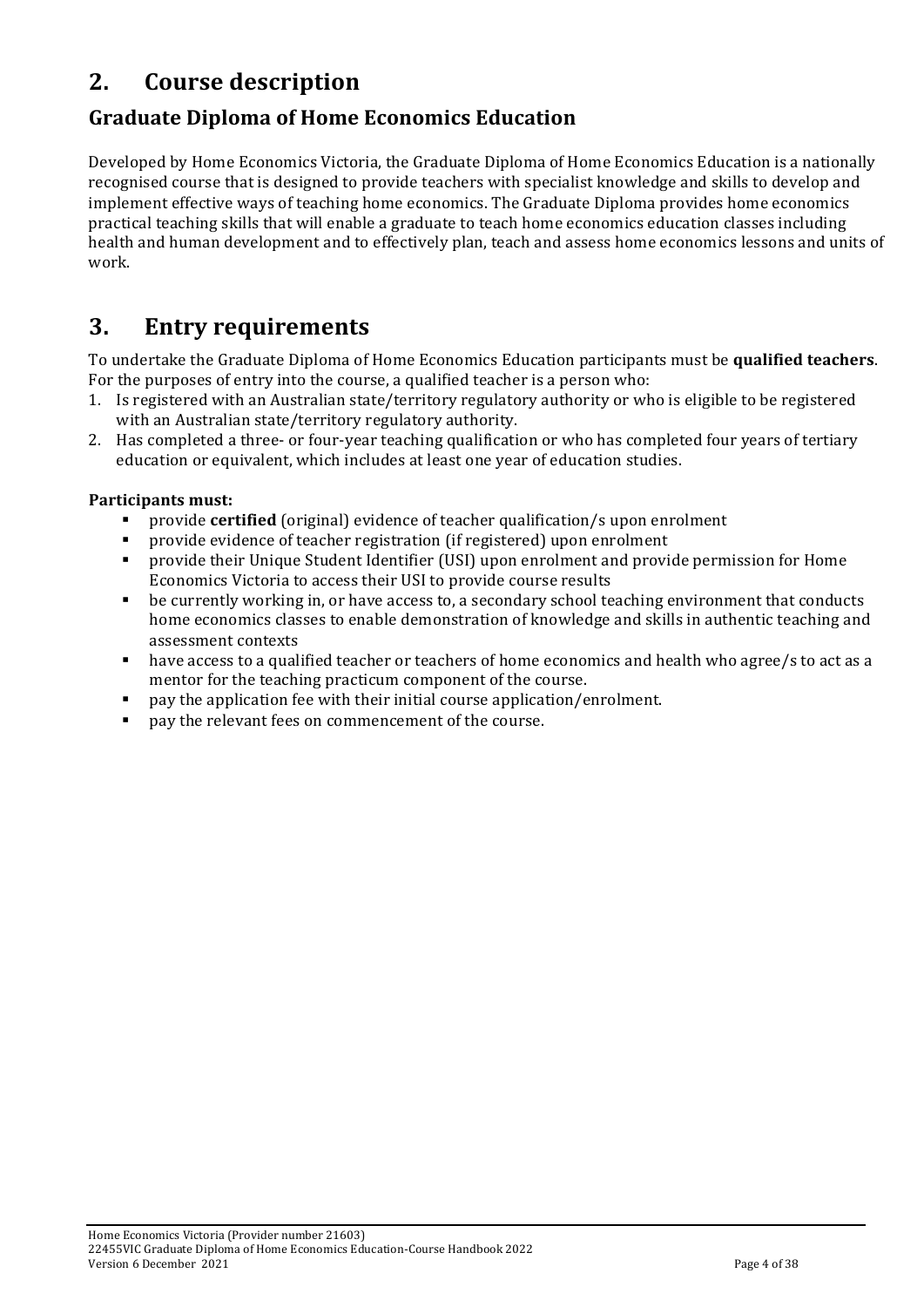## 2. Course description

### Graduate Diploma of Home Economics Education

Developed by Home Economics Victoria, the Graduate Diploma of Home Economics Education is a nationally recognised course that is designed to provide teachers with specialist knowledge and skills to develop and implement effective ways of teaching home economics. The Graduate Diploma provides home economics practical teaching skills that will enable a graduate to teach home economics education classes including health and human development and to effectively plan, teach and assess home economics lessons and units of work.

## 3. Entry requirements

To undertake the Graduate Diploma of Home Economics Education participants must be **qualified teachers**. For the purposes of entry into the course, a qualified teacher is a person who:

1. Is registered with an Australian state/territory regulatory authority or who is eligible to be registered with an Australian state/territory regulatory authority.
2. Has completed a three- or four-year teaching qualification or who has completed four years of tertiary education or equivalent, which includes at least one year of education studies.

**Participants must:**

- provide **certified** (original) evidence of teacher qualification/s upon enrolment
- provide evidence of teacher registration (if registered) upon enrolment
- provide their Unique Student Identifier (USI) upon enrolment and provide permission for Home Economics Victoria to access their USI to provide course results
- be currently working in, or have access to, a secondary school teaching environment that conducts home economics classes to enable demonstration of knowledge and skills in authentic teaching and assessment contexts
- have access to a qualified teacher or teachers of home economics and health who agree/s to act as a mentor for the teaching practicum component of the course.
- pay the application fee with their initial course application/enrolment.
- pay the relevant fees on commencement of the course.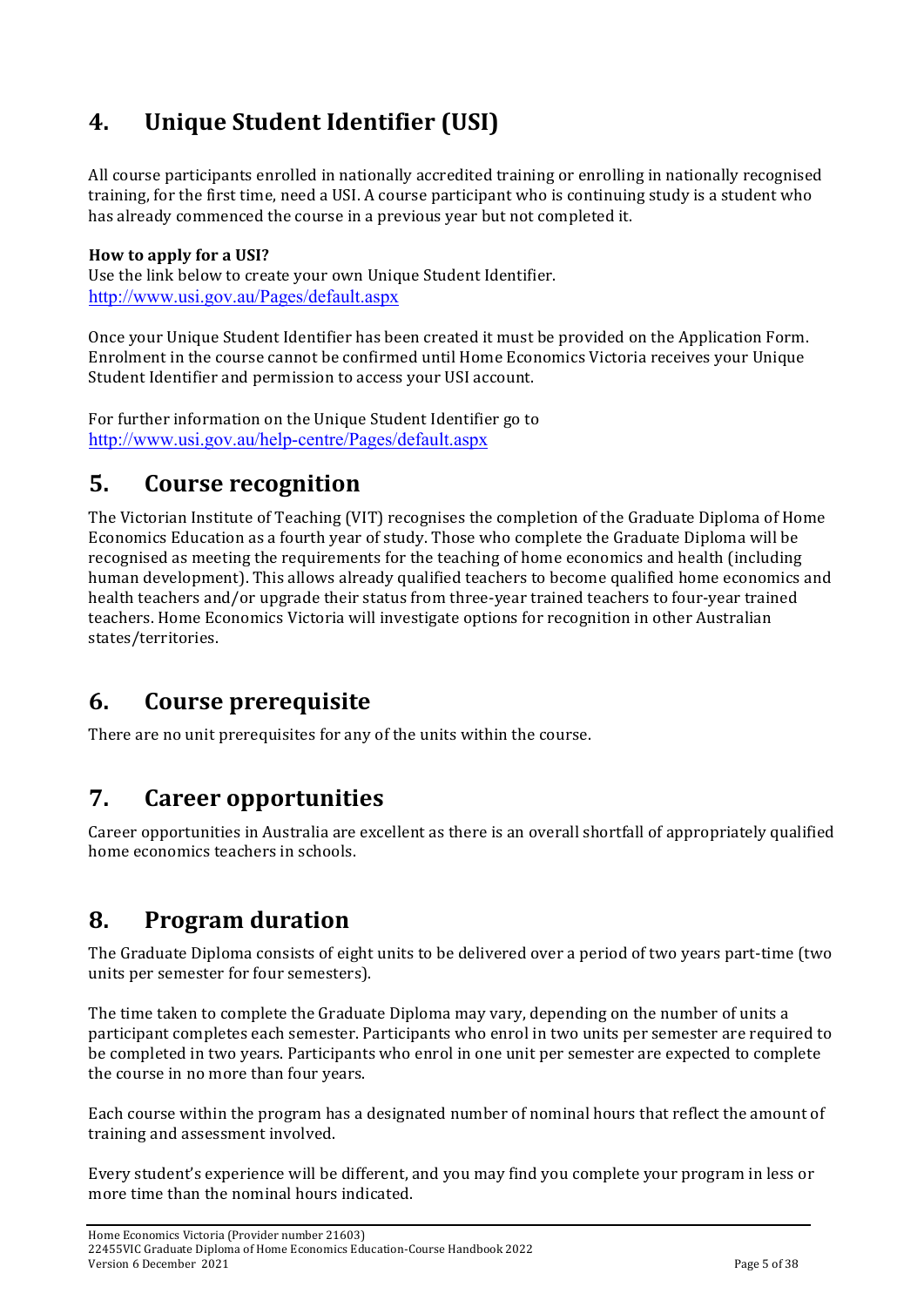## 4. Unique Student Identifier (USI)

All course participants enrolled in nationally accredited training or enrolling in nationally recognised training, for the first time, need a USI. A course participant who is continuing study is a student who has already commenced the course in a previous year but not completed it.

**How to apply for a USI?**
Use the link below to create your own Unique Student Identifier.
http://www.usi.gov.au/Pages/default.aspx

Once your Unique Student Identifier has been created it must be provided on the Application Form. Enrolment in the course cannot be confirmed until Home Economics Victoria receives your Unique Student Identifier and permission to access your USI account.

For further information on the Unique Student Identifier go to
http://www.usi.gov.au/help-centre/Pages/default.aspx

## 5. Course recognition

The Victorian Institute of Teaching (VIT) recognises the completion of the Graduate Diploma of Home Economics Education as a fourth year of study. Those who complete the Graduate Diploma will be recognised as meeting the requirements for the teaching of home economics and health (including human development). This allows already qualified teachers to become qualified home economics and health teachers and/or upgrade their status from three-year trained teachers to four-year trained teachers. Home Economics Victoria will investigate options for recognition in other Australian states/territories.

## 6. Course prerequisite

There are no unit prerequisites for any of the units within the course.

## 7. Career opportunities

Career opportunities in Australia are excellent as there is an overall shortfall of appropriately qualified home economics teachers in schools.

## 8. Program duration

The Graduate Diploma consists of eight units to be delivered over a period of two years part-time (two units per semester for four semesters).

The time taken to complete the Graduate Diploma may vary, depending on the number of units a participant completes each semester. Participants who enrol in two units per semester are required to be completed in two years. Participants who enrol in one unit per semester are expected to complete the course in no more than four years.

Each course within the program has a designated number of nominal hours that reflect the amount of training and assessment involved.

Every student's experience will be different, and you may find you complete your program in less or more time than the nominal hours indicated.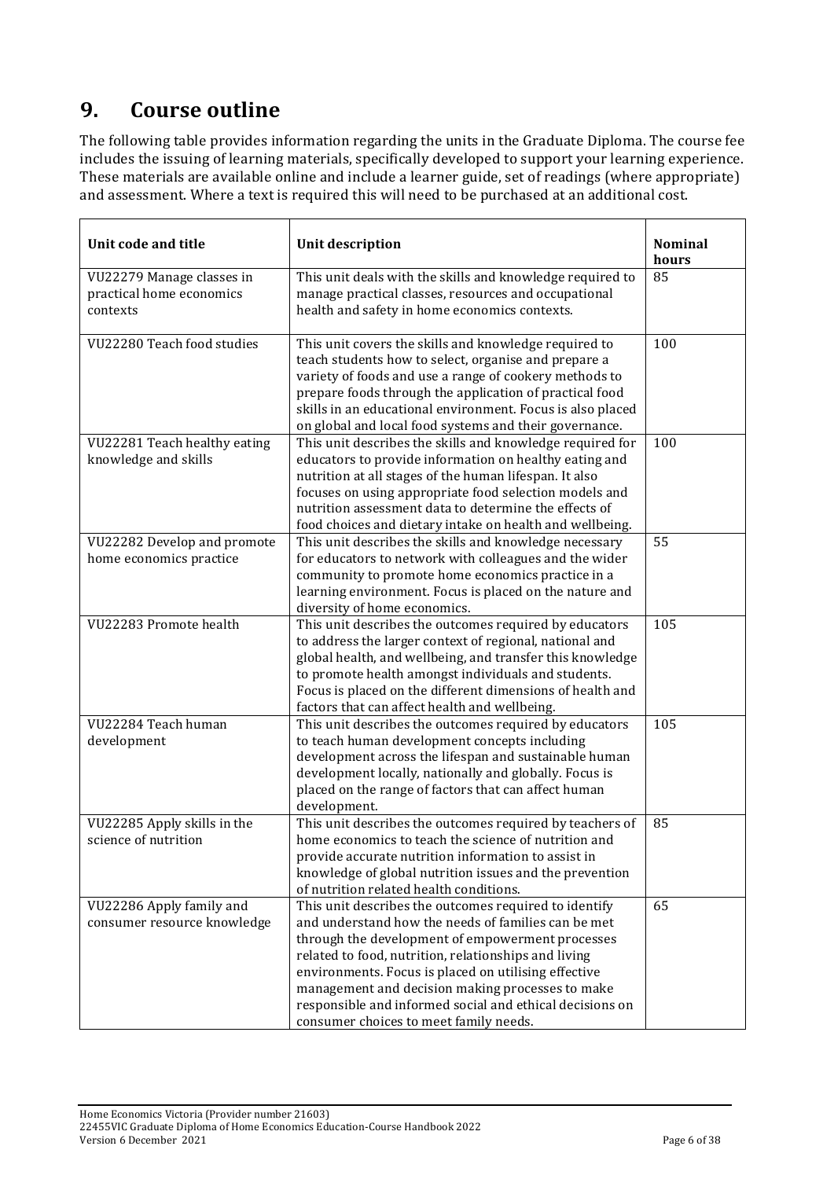# 9. Course outline

The following table provides information regarding the units in the Graduate Diploma. The course fee includes the issuing of learning materials, specifically developed to support your learning experience. These materials are available online and include a learner guide, set of readings (where appropriate) and assessment. Where a text is required this will need to be purchased at an additional cost.

| Unit code and title | Unit description | Nominal hours |
|---|---|---|
| VU22279 Manage classes in practical home economics contexts | This unit deals with the skills and knowledge required to manage practical classes, resources and occupational health and safety in home economics contexts. | 85 |
| VU22280 Teach food studies | This unit covers the skills and knowledge required to teach students how to select, organise and prepare a variety of foods and use a range of cookery methods to prepare foods through the application of practical food skills in an educational environment. Focus is also placed on global and local food systems and their governance. | 100 |
| VU22281 Teach healthy eating knowledge and skills | This unit describes the skills and knowledge required for educators to provide information on healthy eating and nutrition at all stages of the human lifespan. It also focuses on using appropriate food selection models and nutrition assessment data to determine the effects of food choices and dietary intake on health and wellbeing. | 100 |
| VU22282 Develop and promote home economics practice | This unit describes the skills and knowledge necessary for educators to network with colleagues and the wider community to promote home economics practice in a learning environment. Focus is placed on the nature and diversity of home economics. | 55 |
| VU22283 Promote health | This unit describes the outcomes required by educators to address the larger context of regional, national and global health, and wellbeing, and transfer this knowledge to promote health amongst individuals and students. Focus is placed on the different dimensions of health and factors that can affect health and wellbeing. | 105 |
| VU22284 Teach human development | This unit describes the outcomes required by educators to teach human development concepts including development across the lifespan and sustainable human development locally, nationally and globally. Focus is placed on the range of factors that can affect human development. | 105 |
| VU22285 Apply skills in the science of nutrition | This unit describes the outcomes required by teachers of home economics to teach the science of nutrition and provide accurate nutrition information to assist in knowledge of global nutrition issues and the prevention of nutrition related health conditions. | 85 |
| VU22286 Apply family and consumer resource knowledge | This unit describes the outcomes required to identify and understand how the needs of families can be met through the development of empowerment processes related to food, nutrition, relationships and living environments. Focus is placed on utilising effective management and decision making processes to make responsible and informed social and ethical decisions on consumer choices to meet family needs. | 65 |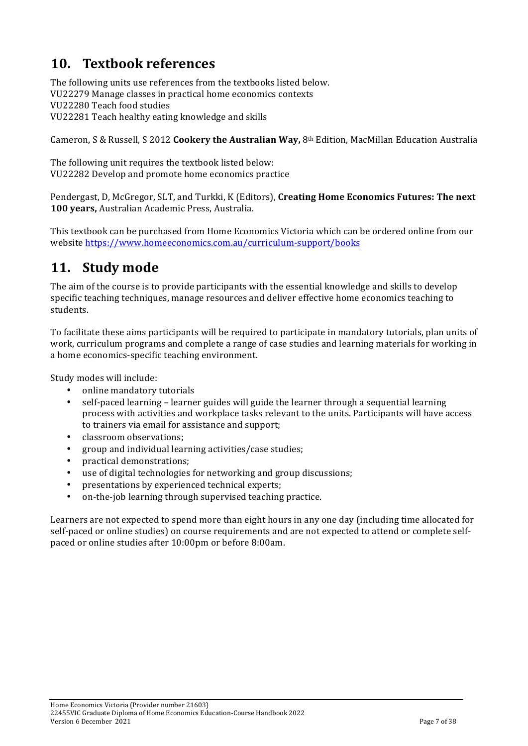## 10. Textbook references

The following units use references from the textbooks listed below.
VU22279 Manage classes in practical home economics contexts
VU22280 Teach food studies
VU22281 Teach healthy eating knowledge and skills

Cameron, S & Russell, S 2012 **Cookery the Australian Way,** 8th Edition, MacMillan Education Australia

The following unit requires the textbook listed below:
VU22282 Develop and promote home economics practice

Pendergast, D, McGregor, SLT, and Turkki, K (Editors), **Creating Home Economics Futures: The next 100 years,** Australian Academic Press, Australia.

This textbook can be purchased from Home Economics Victoria which can be ordered online from our website https://www.homeeconomics.com.au/curriculum-support/books

## 11. Study mode

The aim of the course is to provide participants with the essential knowledge and skills to develop specific teaching techniques, manage resources and deliver effective home economics teaching to students.

To facilitate these aims participants will be required to participate in mandatory tutorials, plan units of work, curriculum programs and complete a range of case studies and learning materials for working in a home economics-specific teaching environment.

Study modes will include:

- online mandatory tutorials
- self-paced learning – learner guides will guide the learner through a sequential learning process with activities and workplace tasks relevant to the units. Participants will have access to trainers via email for assistance and support;
- classroom observations;
- group and individual learning activities/case studies;
- practical demonstrations;
- use of digital technologies for networking and group discussions;
- presentations by experienced technical experts;
- on-the-job learning through supervised teaching practice.

Learners are not expected to spend more than eight hours in any one day (including time allocated for self-paced or online studies) on course requirements and are not expected to attend or complete self-paced or online studies after 10:00pm or before 8:00am.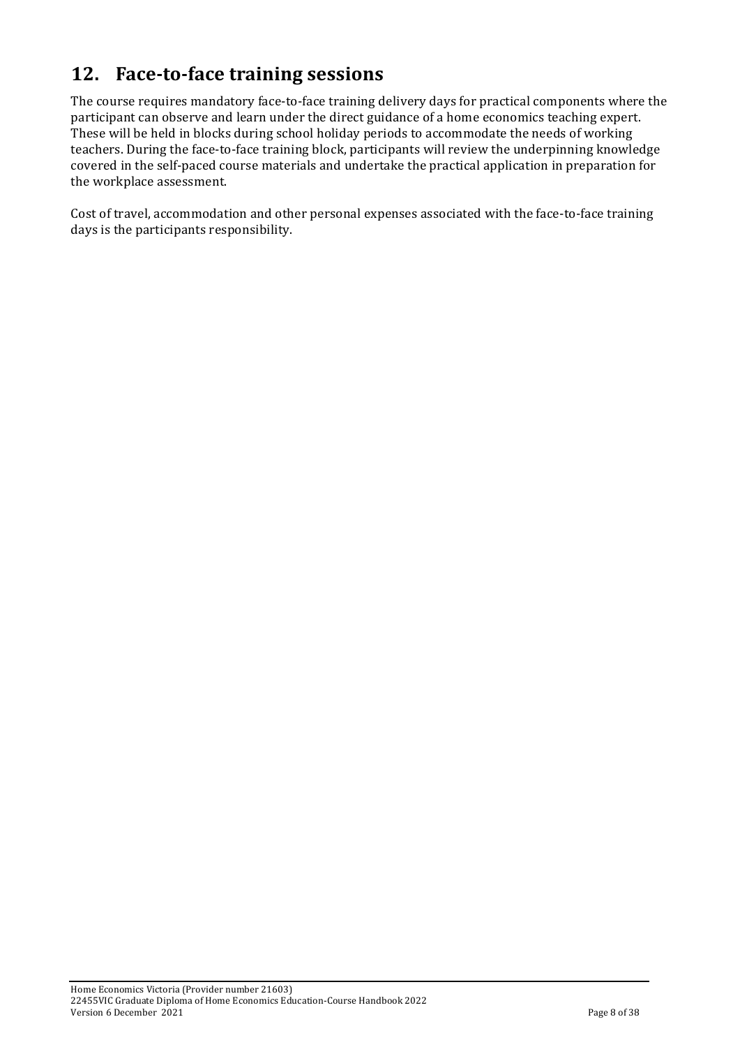## 12. Face-to-face training sessions

The course requires mandatory face-to-face training delivery days for practical components where the participant can observe and learn under the direct guidance of a home economics teaching expert. These will be held in blocks during school holiday periods to accommodate the needs of working teachers. During the face-to-face training block, participants will review the underpinning knowledge covered in the self-paced course materials and undertake the practical application in preparation for the workplace assessment.

Cost of travel, accommodation and other personal expenses associated with the face-to-face training days is the participants responsibility.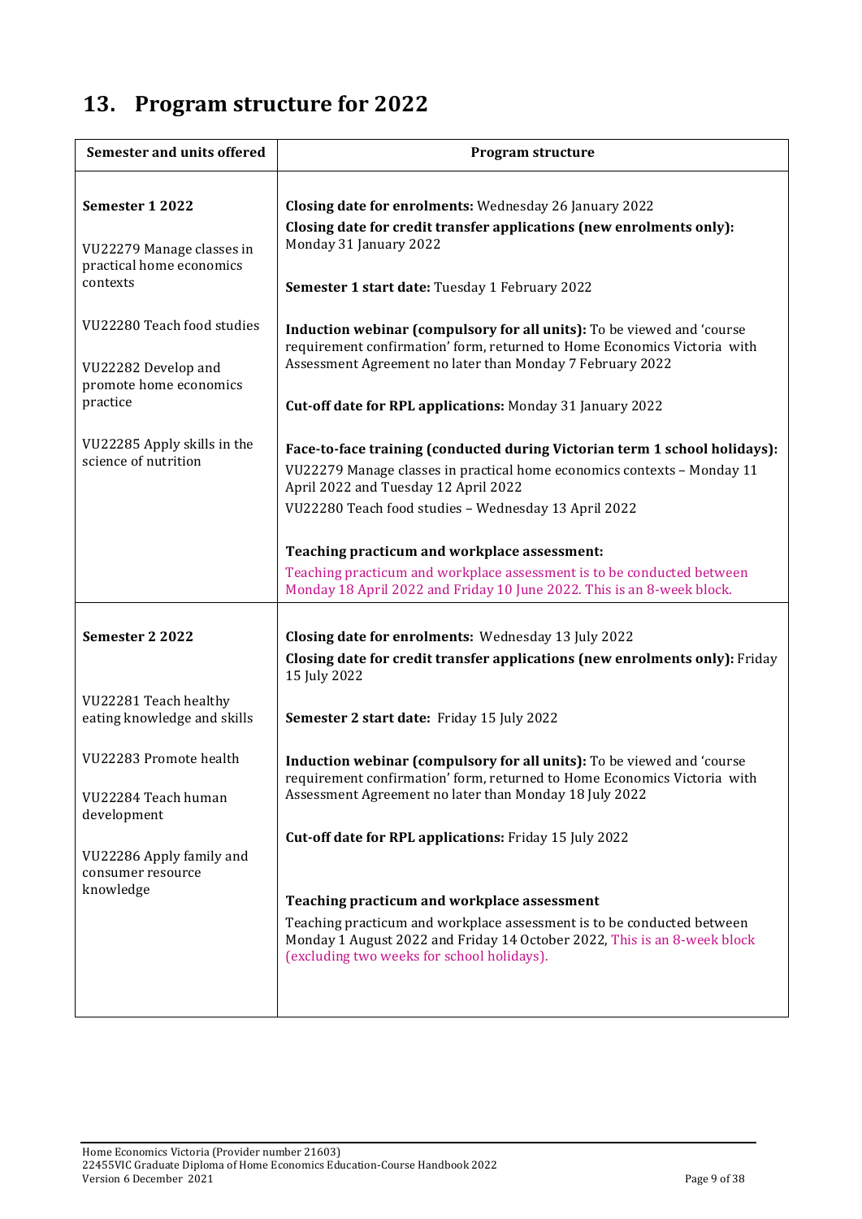# 13. Program structure for 2022

| Semester and units offered | Program structure |
|---|---|
| **Semester 1 2022**<br><br>VU22279 Manage classes in practical home economics contexts<br><br>VU22280 Teach food studies<br><br>VU22282 Develop and promote home economics practice<br><br>VU22285 Apply skills in the science of nutrition | **Closing date for enrolments:** Wednesday 26 January 2022<br>**Closing date for credit transfer applications (new enrolments only):** Monday 31 January 2022<br><br>**Semester 1 start date:** Tuesday 1 February 2022<br><br>**Induction webinar (compulsory for all units):** To be viewed and 'course requirement confirmation' form, returned to Home Economics Victoria with Assessment Agreement no later than Monday 7 February 2022<br><br>**Cut-off date for RPL applications:** Monday 31 January 2022<br><br>**Face-to-face training (conducted during Victorian term 1 school holidays):**<br>VU22279 Manage classes in practical home economics contexts – Monday 11 April 2022 and Tuesday 12 April 2022<br>VU22280 Teach food studies – Wednesday 13 April 2022<br><br>**Teaching practicum and workplace assessment:**<br>Teaching practicum and workplace assessment is to be conducted between Monday 18 April 2022 and Friday 10 June 2022. This is an 8-week block. |
| **Semester 2 2022**<br><br>VU22281 Teach healthy eating knowledge and skills<br><br>VU22283 Promote health<br><br>VU22284 Teach human development<br><br>VU22286 Apply family and consumer resource knowledge | **Closing date for enrolments:** Wednesday 13 July 2022<br>**Closing date for credit transfer applications (new enrolments only):** Friday 15 July 2022<br><br>**Semester 2 start date:** Friday 15 July 2022<br><br>**Induction webinar (compulsory for all units):** To be viewed and 'course requirement confirmation' form, returned to Home Economics Victoria with Assessment Agreement no later than Monday 18 July 2022<br><br>**Cut-off date for RPL applications:** Friday 15 July 2022<br><br>**Teaching practicum and workplace assessment**<br>Teaching practicum and workplace assessment is to be conducted between Monday 1 August 2022 and Friday 14 October 2022, This is an 8-week block (excluding two weeks for school holidays). |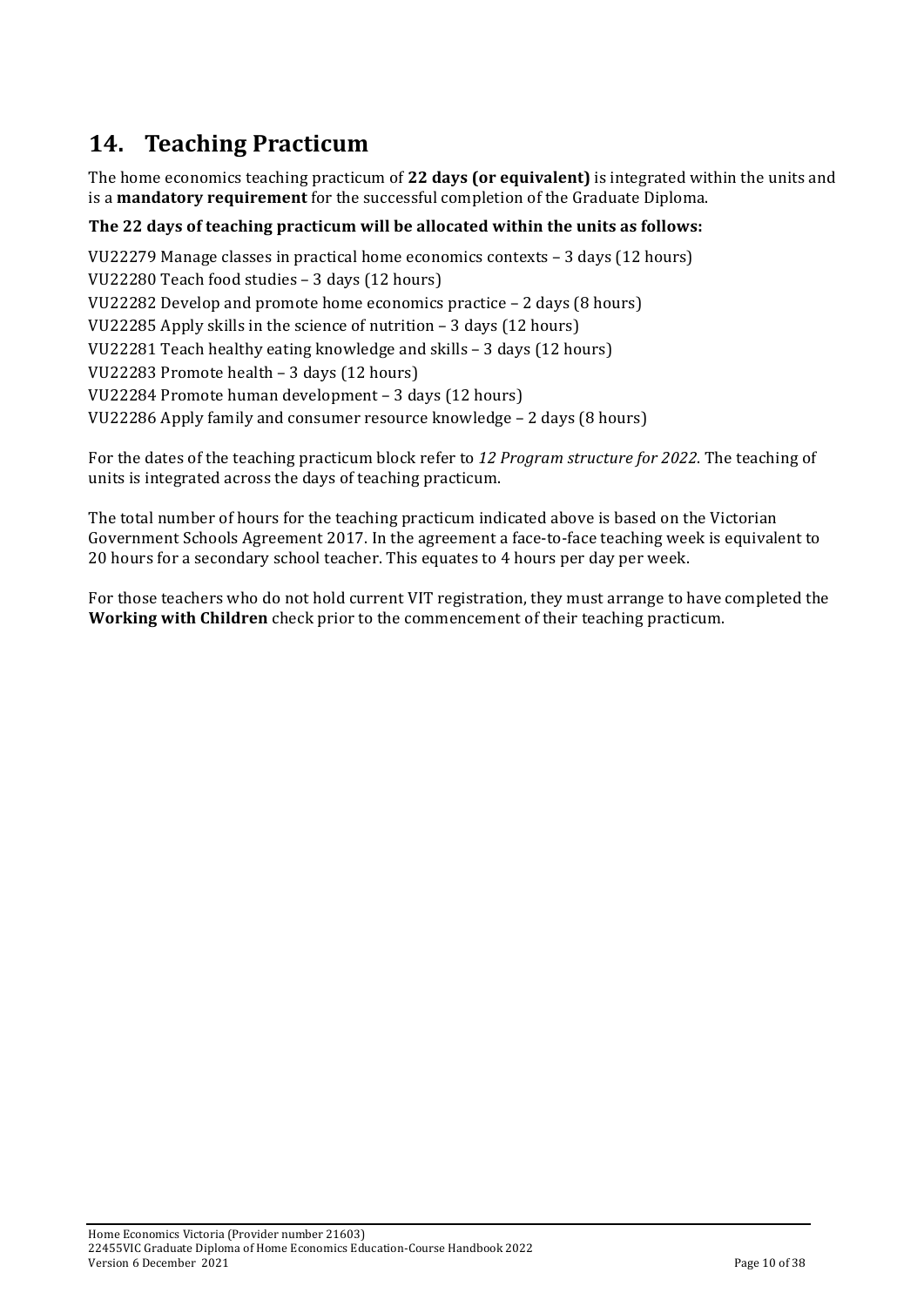# 14. Teaching Practicum

The home economics teaching practicum of **22 days (or equivalent)** is integrated within the units and is a **mandatory requirement** for the successful completion of the Graduate Diploma.

**The 22 days of teaching practicum will be allocated within the units as follows:**

VU22279 Manage classes in practical home economics contexts – 3 days (12 hours)
VU22280 Teach food studies – 3 days (12 hours)
VU22282 Develop and promote home economics practice – 2 days (8 hours)
VU22285 Apply skills in the science of nutrition – 3 days (12 hours)
VU22281 Teach healthy eating knowledge and skills – 3 days (12 hours)
VU22283 Promote health – 3 days (12 hours)
VU22284 Promote human development – 3 days (12 hours)
VU22286 Apply family and consumer resource knowledge – 2 days (8 hours)

For the dates of the teaching practicum block refer to *12 Program structure for 2022*. The teaching of units is integrated across the days of teaching practicum.

The total number of hours for the teaching practicum indicated above is based on the Victorian Government Schools Agreement 2017. In the agreement a face-to-face teaching week is equivalent to 20 hours for a secondary school teacher. This equates to 4 hours per day per week.

For those teachers who do not hold current VIT registration, they must arrange to have completed the **Working with Children** check prior to the commencement of their teaching practicum.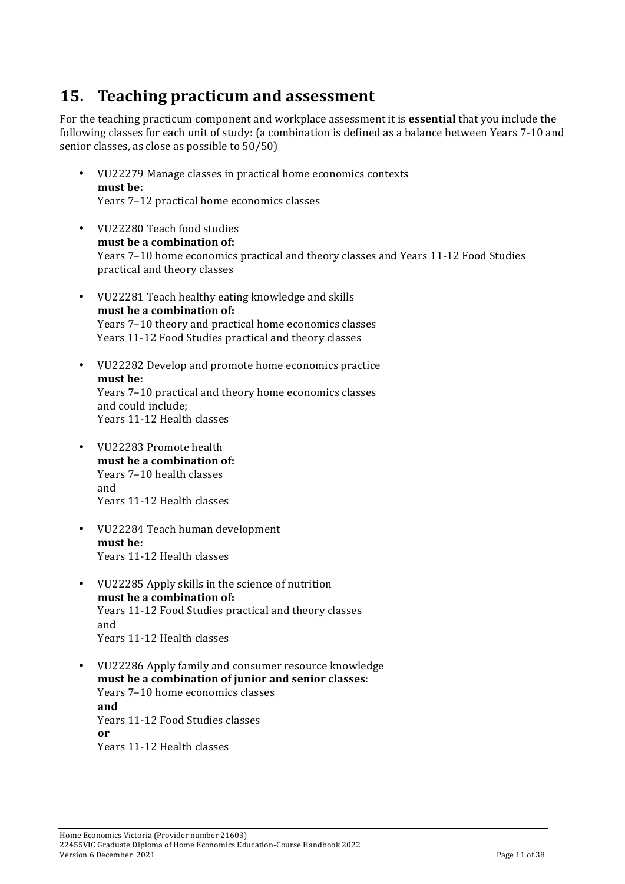## 15. Teaching practicum and assessment

For the teaching practicum component and workplace assessment it is **essential** that you include the following classes for each unit of study: (a combination is defined as a balance between Years 7-10 and senior classes, as close as possible to 50/50)

- VU22279 Manage classes in practical home economics contexts
  **must be:**
  Years 7–12 practical home economics classes

- VU22280 Teach food studies
  **must be a combination of:**
  Years 7–10 home economics practical and theory classes and Years 11-12 Food Studies practical and theory classes

- VU22281 Teach healthy eating knowledge and skills
  **must be a combination of:**
  Years 7–10 theory and practical home economics classes
  Years 11-12 Food Studies practical and theory classes

- VU22282 Develop and promote home economics practice
  **must be:**
  Years 7–10 practical and theory home economics classes
  and could include;
  Years 11-12 Health classes

- VU22283 Promote health
  **must be a combination of:**
  Years 7–10 health classes
  and
  Years 11-12 Health classes

- VU22284 Teach human development
  **must be:**
  Years 11-12 Health classes

- VU22285 Apply skills in the science of nutrition
  **must be a combination of:**
  Years 11-12 Food Studies practical and theory classes
  and
  Years 11-12 Health classes

- VU22286 Apply family and consumer resource knowledge
  **must be a combination of junior and senior classes**:
  Years 7–10 home economics classes
  **and**
  Years 11-12 Food Studies classes
  **or**
  Years 11-12 Health classes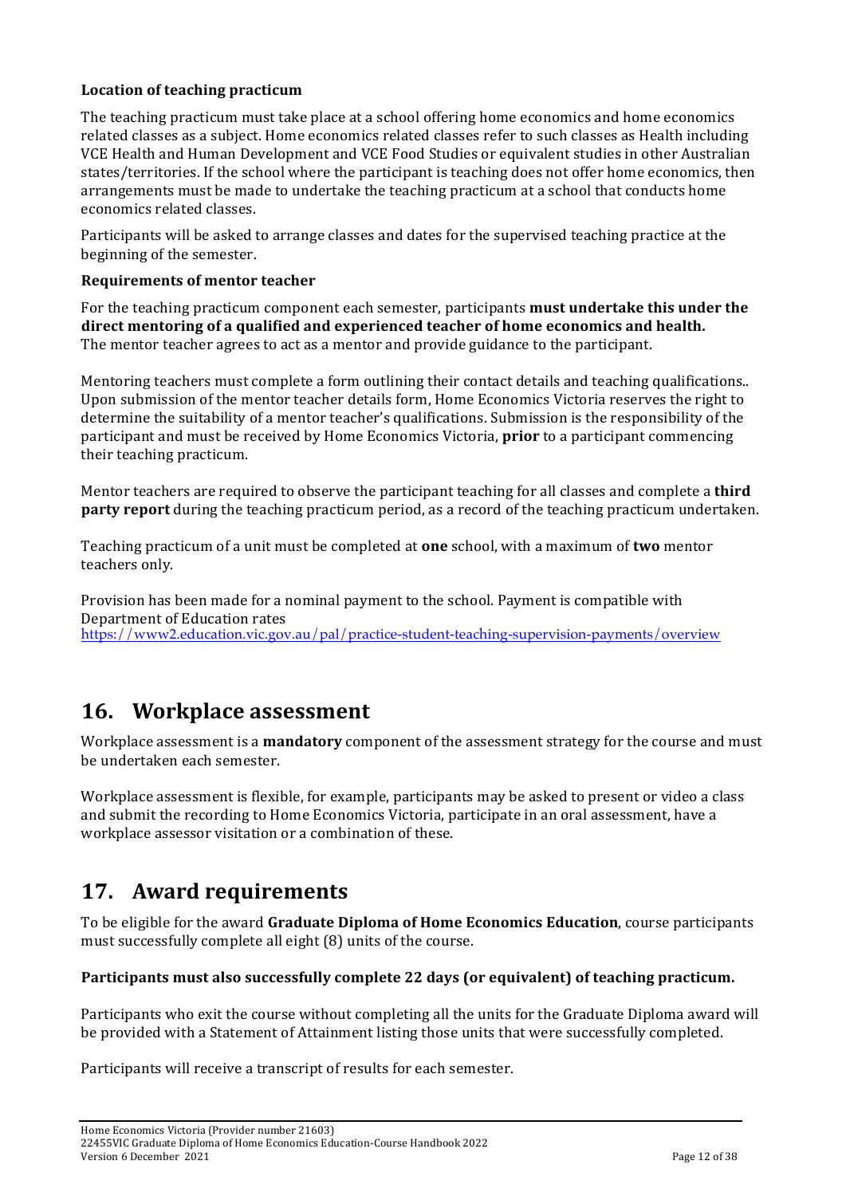**Location of teaching practicum**

The teaching practicum must take place at a school offering home economics and home economics related classes as a subject. Home economics related classes refer to such classes as Health including VCE Health and Human Development and VCE Food Studies or equivalent studies in other Australian states/territories. If the school where the participant is teaching does not offer home economics, then arrangements must be made to undertake the teaching practicum at a school that conducts home economics related classes.

Participants will be asked to arrange classes and dates for the supervised teaching practice at the beginning of the semester.

**Requirements of mentor teacher**

For the teaching practicum component each semester, participants **must undertake this under the direct mentoring of a qualified and experienced teacher of home economics and health.** The mentor teacher agrees to act as a mentor and provide guidance to the participant.

Mentoring teachers must complete a form outlining their contact details and teaching qualifications.. Upon submission of the mentor teacher details form, Home Economics Victoria reserves the right to determine the suitability of a mentor teacher's qualifications. Submission is the responsibility of the participant and must be received by Home Economics Victoria, **prior** to a participant commencing their teaching practicum.

Mentor teachers are required to observe the participant teaching for all classes and complete a **third party report** during the teaching practicum period, as a record of the teaching practicum undertaken.

Teaching practicum of a unit must be completed at **one** school, with a maximum of **two** mentor teachers only.

Provision has been made for a nominal payment to the school. Payment is compatible with Department of Education rates
https://www2.education.vic.gov.au/pal/practice-student-teaching-supervision-payments/overview

# 16. Workplace assessment

Workplace assessment is a **mandatory** component of the assessment strategy for the course and must be undertaken each semester.

Workplace assessment is flexible, for example, participants may be asked to present or video a class and submit the recording to Home Economics Victoria, participate in an oral assessment, have a workplace assessor visitation or a combination of these.

# 17. Award requirements

To be eligible for the award **Graduate Diploma of Home Economics Education**, course participants must successfully complete all eight (8) units of the course.

**Participants must also successfully complete 22 days (or equivalent) of teaching practicum.**

Participants who exit the course without completing all the units for the Graduate Diploma award will be provided with a Statement of Attainment listing those units that were successfully completed.

Participants will receive a transcript of results for each semester.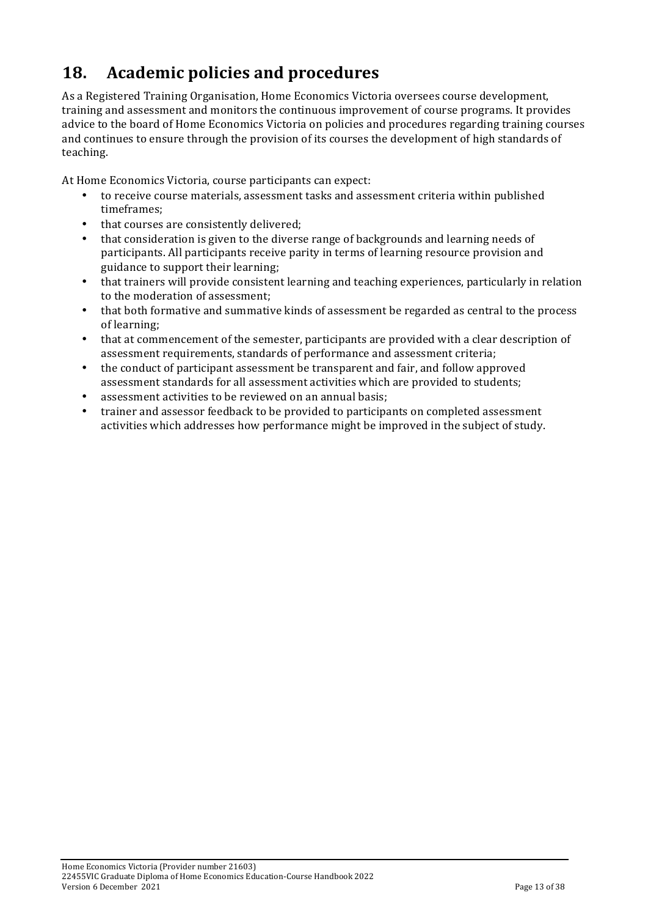## 18. Academic policies and procedures

As a Registered Training Organisation, Home Economics Victoria oversees course development, training and assessment and monitors the continuous improvement of course programs. It provides advice to the board of Home Economics Victoria on policies and procedures regarding training courses and continues to ensure through the provision of its courses the development of high standards of teaching.

At Home Economics Victoria, course participants can expect:

- to receive course materials, assessment tasks and assessment criteria within published timeframes;
- that courses are consistently delivered;
- that consideration is given to the diverse range of backgrounds and learning needs of participants. All participants receive parity in terms of learning resource provision and guidance to support their learning;
- that trainers will provide consistent learning and teaching experiences, particularly in relation to the moderation of assessment;
- that both formative and summative kinds of assessment be regarded as central to the process of learning;
- that at commencement of the semester, participants are provided with a clear description of assessment requirements, standards of performance and assessment criteria;
- the conduct of participant assessment be transparent and fair, and follow approved assessment standards for all assessment activities which are provided to students;
- assessment activities to be reviewed on an annual basis;
- trainer and assessor feedback to be provided to participants on completed assessment activities which addresses how performance might be improved in the subject of study.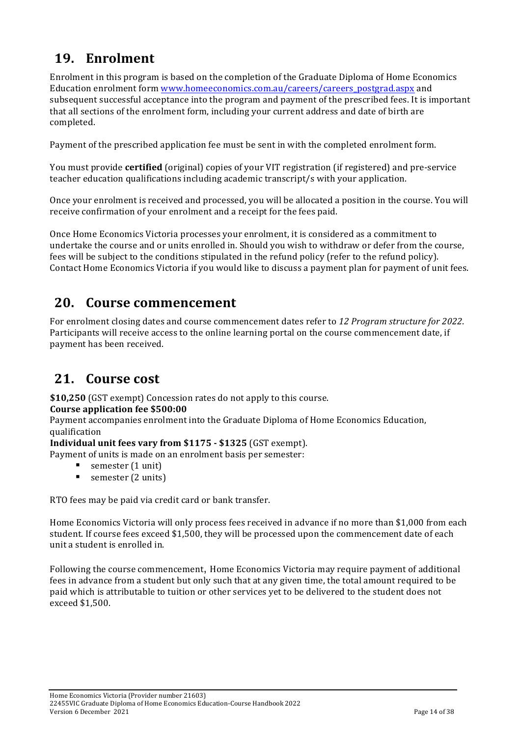## 19. Enrolment

Enrolment in this program is based on the completion of the Graduate Diploma of Home Economics Education enrolment form [www.homeeconomics.com.au/careers/careers_postgrad.aspx](www.homeeconomics.com.au/careers/careers_postgrad.aspx) and subsequent successful acceptance into the program and payment of the prescribed fees. It is important that all sections of the enrolment form, including your current address and date of birth are completed.

Payment of the prescribed application fee must be sent in with the completed enrolment form.

You must provide **certified** (original) copies of your VIT registration (if registered) and pre-service teacher education qualifications including academic transcript/s with your application.

Once your enrolment is received and processed, you will be allocated a position in the course. You will receive confirmation of your enrolment and a receipt for the fees paid.

Once Home Economics Victoria processes your enrolment, it is considered as a commitment to undertake the course and or units enrolled in. Should you wish to withdraw or defer from the course, fees will be subject to the conditions stipulated in the refund policy (refer to the refund policy). Contact Home Economics Victoria if you would like to discuss a payment plan for payment of unit fees.

## 20. Course commencement

For enrolment closing dates and course commencement dates refer to *12 Program structure for 2022*. Participants will receive access to the online learning portal on the course commencement date, if payment has been received.

## 21. Course cost

**$10,250** (GST exempt) Concession rates do not apply to this course.
**Course application fee $500:00**
Payment accompanies enrolment into the Graduate Diploma of Home Economics Education, qualification
**Individual unit fees vary from $1175 - $1325** (GST exempt).
Payment of units is made on an enrolment basis per semester:

- semester (1 unit)
- semester (2 units)

RTO fees may be paid via credit card or bank transfer.

Home Economics Victoria will only process fees received in advance if no more than $1,000 from each student. If course fees exceed $1,500, they will be processed upon the commencement date of each unit a student is enrolled in.

Following the course commencement, Home Economics Victoria may require payment of additional fees in advance from a student but only such that at any given time, the total amount required to be paid which is attributable to tuition or other services yet to be delivered to the student does not exceed $1,500.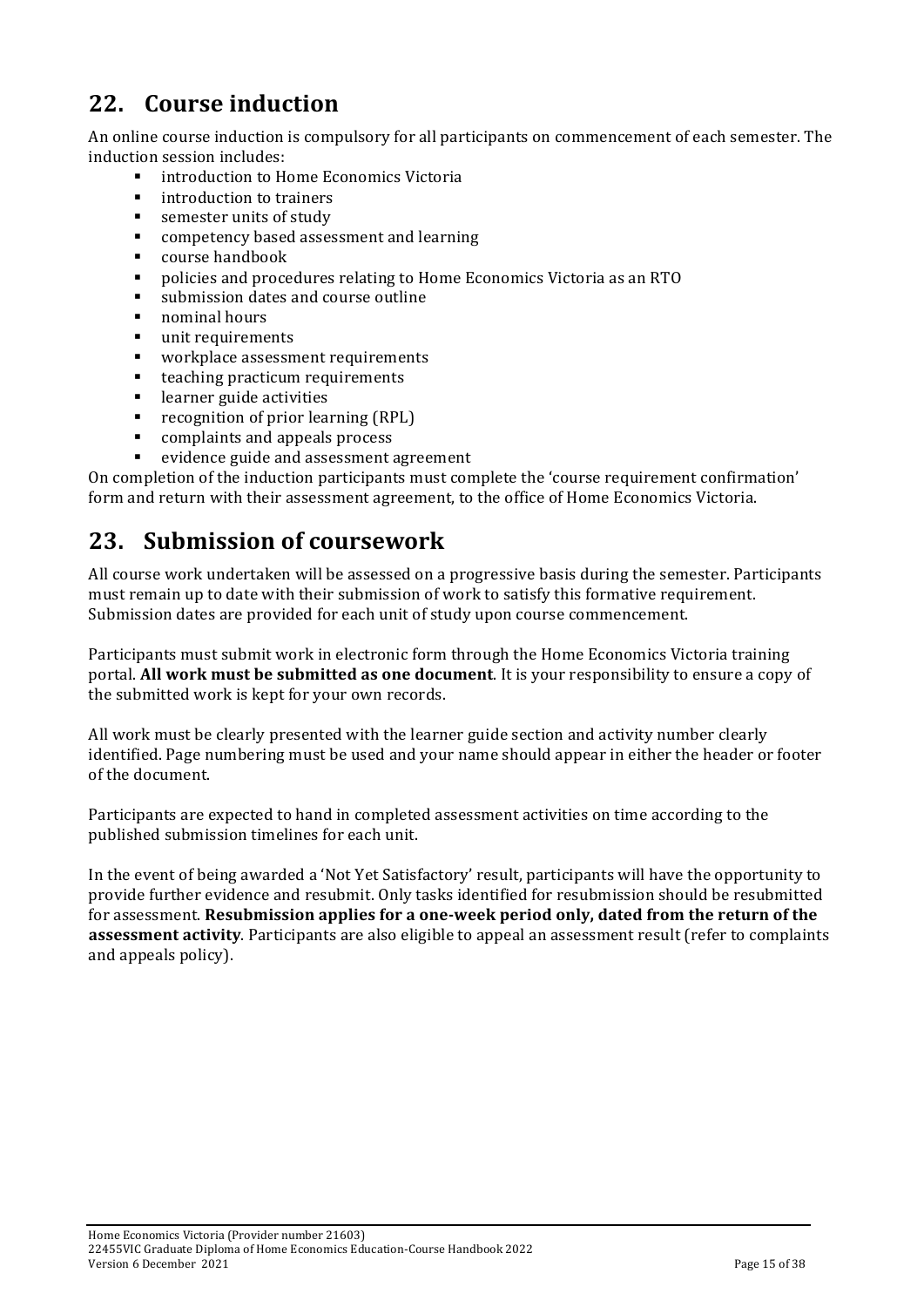## 22. Course induction

An online course induction is compulsory for all participants on commencement of each semester. The induction session includes:

- introduction to Home Economics Victoria
- introduction to trainers
- semester units of study
- competency based assessment and learning
- course handbook
- policies and procedures relating to Home Economics Victoria as an RTO
- submission dates and course outline
- nominal hours
- unit requirements
- workplace assessment requirements
- teaching practicum requirements
- learner guide activities
- recognition of prior learning (RPL)
- complaints and appeals process
- evidence guide and assessment agreement

On completion of the induction participants must complete the 'course requirement confirmation' form and return with their assessment agreement, to the office of Home Economics Victoria.

## 23. Submission of coursework

All course work undertaken will be assessed on a progressive basis during the semester. Participants must remain up to date with their submission of work to satisfy this formative requirement. Submission dates are provided for each unit of study upon course commencement.

Participants must submit work in electronic form through the Home Economics Victoria training portal. **All work must be submitted as one document**. It is your responsibility to ensure a copy of the submitted work is kept for your own records.

All work must be clearly presented with the learner guide section and activity number clearly identified. Page numbering must be used and your name should appear in either the header or footer of the document.

Participants are expected to hand in completed assessment activities on time according to the published submission timelines for each unit.

In the event of being awarded a 'Not Yet Satisfactory' result, participants will have the opportunity to provide further evidence and resubmit. Only tasks identified for resubmission should be resubmitted for assessment. **Resubmission applies for a one-week period only, dated from the return of the assessment activity**. Participants are also eligible to appeal an assessment result (refer to complaints and appeals policy).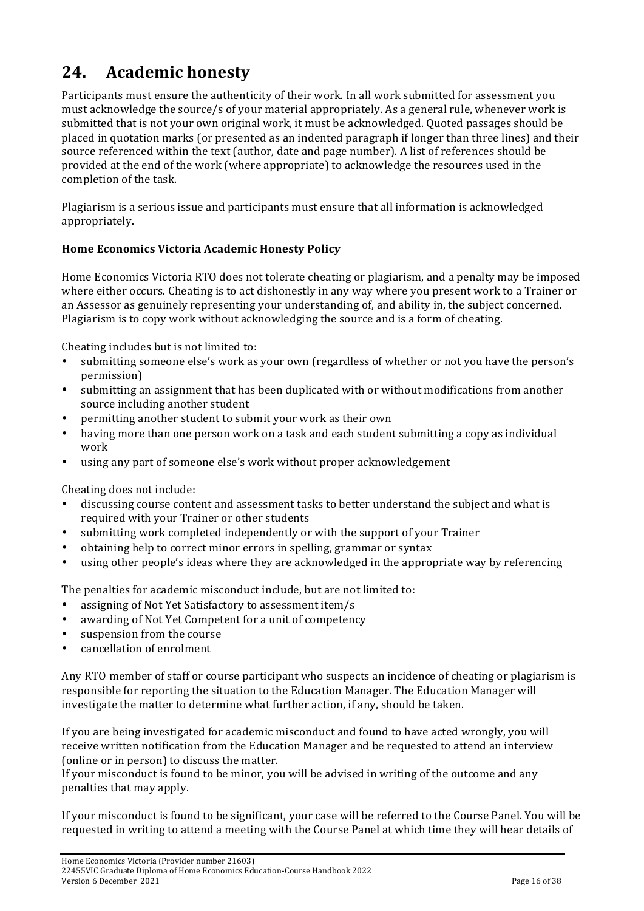# 24. Academic honesty

Participants must ensure the authenticity of their work. In all work submitted for assessment you must acknowledge the source/s of your material appropriately. As a general rule, whenever work is submitted that is not your own original work, it must be acknowledged. Quoted passages should be placed in quotation marks (or presented as an indented paragraph if longer than three lines) and their source referenced within the text (author, date and page number). A list of references should be provided at the end of the work (where appropriate) to acknowledge the resources used in the completion of the task.

Plagiarism is a serious issue and participants must ensure that all information is acknowledged appropriately.

**Home Economics Victoria Academic Honesty Policy**

Home Economics Victoria RTO does not tolerate cheating or plagiarism, and a penalty may be imposed where either occurs. Cheating is to act dishonestly in any way where you present work to a Trainer or an Assessor as genuinely representing your understanding of, and ability in, the subject concerned. Plagiarism is to copy work without acknowledging the source and is a form of cheating.

Cheating includes but is not limited to:

- submitting someone else's work as your own (regardless of whether or not you have the person's permission)
- submitting an assignment that has been duplicated with or without modifications from another source including another student
- permitting another student to submit your work as their own
- having more than one person work on a task and each student submitting a copy as individual work
- using any part of someone else's work without proper acknowledgement

Cheating does not include:

- discussing course content and assessment tasks to better understand the subject and what is required with your Trainer or other students
- submitting work completed independently or with the support of your Trainer
- obtaining help to correct minor errors in spelling, grammar or syntax
- using other people's ideas where they are acknowledged in the appropriate way by referencing

The penalties for academic misconduct include, but are not limited to:

- assigning of Not Yet Satisfactory to assessment item/s
- awarding of Not Yet Competent for a unit of competency
- suspension from the course
- cancellation of enrolment

Any RTO member of staff or course participant who suspects an incidence of cheating or plagiarism is responsible for reporting the situation to the Education Manager. The Education Manager will investigate the matter to determine what further action, if any, should be taken.

If you are being investigated for academic misconduct and found to have acted wrongly, you will receive written notification from the Education Manager and be requested to attend an interview (online or in person) to discuss the matter.
If your misconduct is found to be minor, you will be advised in writing of the outcome and any penalties that may apply.

If your misconduct is found to be significant, your case will be referred to the Course Panel. You will be requested in writing to attend a meeting with the Course Panel at which time they will hear details of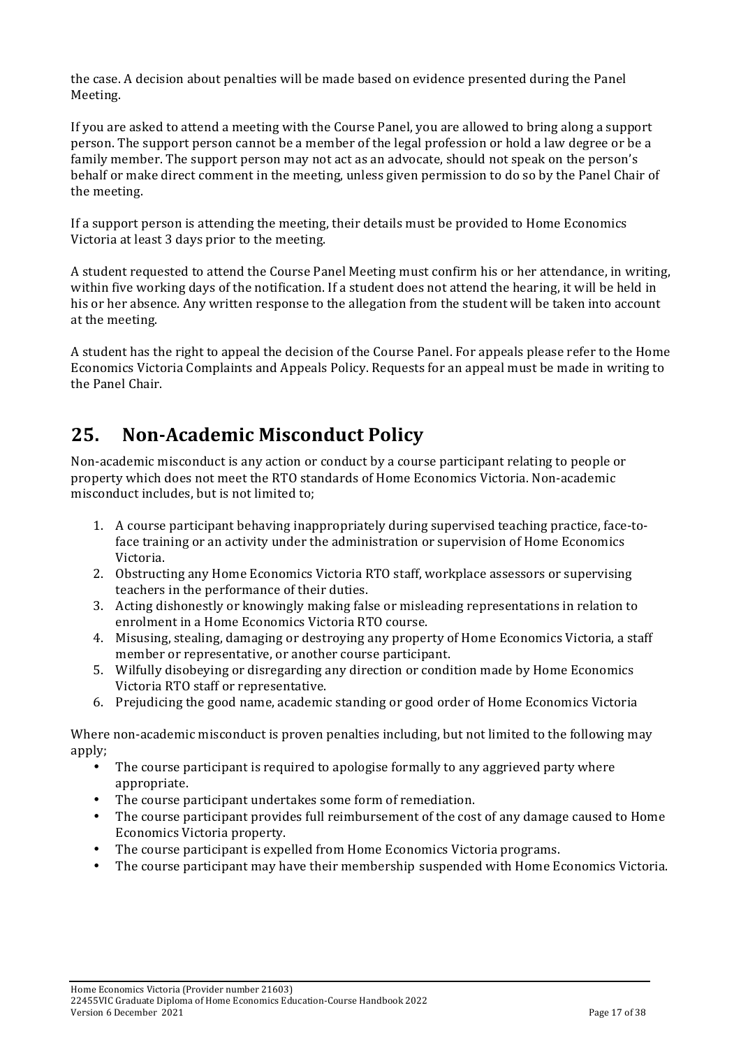the case. A decision about penalties will be made based on evidence presented during the Panel Meeting.

If you are asked to attend a meeting with the Course Panel, you are allowed to bring along a support person. The support person cannot be a member of the legal profession or hold a law degree or be a family member. The support person may not act as an advocate, should not speak on the person's behalf or make direct comment in the meeting, unless given permission to do so by the Panel Chair of the meeting.

If a support person is attending the meeting, their details must be provided to Home Economics Victoria at least 3 days prior to the meeting.

A student requested to attend the Course Panel Meeting must confirm his or her attendance, in writing, within five working days of the notification. If a student does not attend the hearing, it will be held in his or her absence. Any written response to the allegation from the student will be taken into account at the meeting.

A student has the right to appeal the decision of the Course Panel. For appeals please refer to the Home Economics Victoria Complaints and Appeals Policy. Requests for an appeal must be made in writing to the Panel Chair.

## 25. Non-Academic Misconduct Policy

Non-academic misconduct is any action or conduct by a course participant relating to people or property which does not meet the RTO standards of Home Economics Victoria. Non-academic misconduct includes, but is not limited to;

1. A course participant behaving inappropriately during supervised teaching practice, face-to-face training or an activity under the administration or supervision of Home Economics Victoria.
2. Obstructing any Home Economics Victoria RTO staff, workplace assessors or supervising teachers in the performance of their duties.
3. Acting dishonestly or knowingly making false or misleading representations in relation to enrolment in a Home Economics Victoria RTO course.
4. Misusing, stealing, damaging or destroying any property of Home Economics Victoria, a staff member or representative, or another course participant.
5. Wilfully disobeying or disregarding any direction or condition made by Home Economics Victoria RTO staff or representative.
6. Prejudicing the good name, academic standing or good order of Home Economics Victoria

Where non-academic misconduct is proven penalties including, but not limited to the following may apply;

- The course participant is required to apologise formally to any aggrieved party where appropriate.
- The course participant undertakes some form of remediation.
- The course participant provides full reimbursement of the cost of any damage caused to Home Economics Victoria property.
- The course participant is expelled from Home Economics Victoria programs.
- The course participant may have their membership suspended with Home Economics Victoria.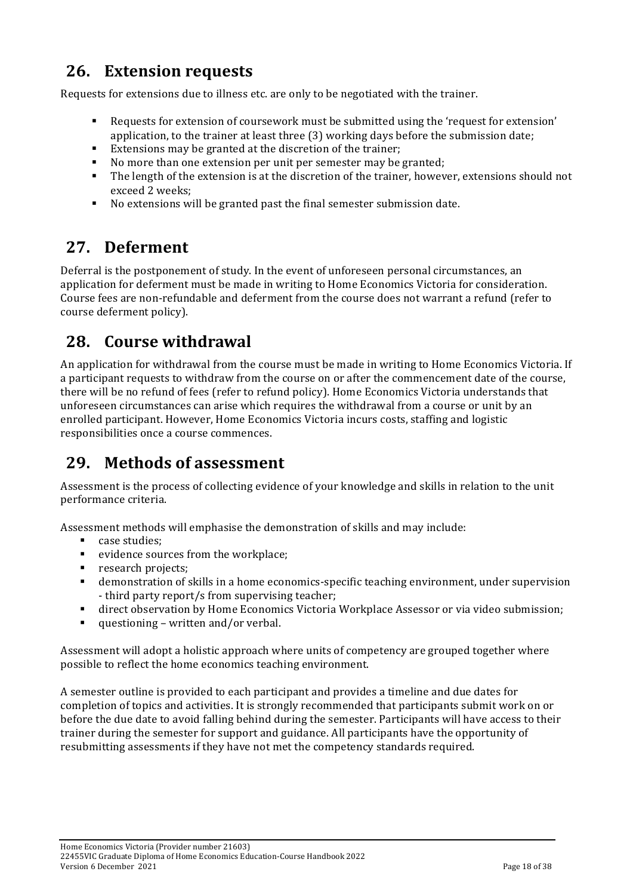## 26. Extension requests

Requests for extensions due to illness etc. are only to be negotiated with the trainer.

- Requests for extension of coursework must be submitted using the 'request for extension' application, to the trainer at least three (3) working days before the submission date;
- Extensions may be granted at the discretion of the trainer;
- No more than one extension per unit per semester may be granted;
- The length of the extension is at the discretion of the trainer, however, extensions should not exceed 2 weeks;
- No extensions will be granted past the final semester submission date.

## 27. Deferment

Deferral is the postponement of study. In the event of unforeseen personal circumstances, an application for deferment must be made in writing to Home Economics Victoria for consideration. Course fees are non-refundable and deferment from the course does not warrant a refund (refer to course deferment policy).

## 28. Course withdrawal

An application for withdrawal from the course must be made in writing to Home Economics Victoria. If a participant requests to withdraw from the course on or after the commencement date of the course, there will be no refund of fees (refer to refund policy). Home Economics Victoria understands that unforeseen circumstances can arise which requires the withdrawal from a course or unit by an enrolled participant. However, Home Economics Victoria incurs costs, staffing and logistic responsibilities once a course commences.

## 29. Methods of assessment

Assessment is the process of collecting evidence of your knowledge and skills in relation to the unit performance criteria.

Assessment methods will emphasise the demonstration of skills and may include:

- case studies;
- evidence sources from the workplace;
- research projects;
- demonstration of skills in a home economics-specific teaching environment, under supervision - third party report/s from supervising teacher;
- direct observation by Home Economics Victoria Workplace Assessor or via video submission;
- questioning – written and/or verbal.

Assessment will adopt a holistic approach where units of competency are grouped together where possible to reflect the home economics teaching environment.

A semester outline is provided to each participant and provides a timeline and due dates for completion of topics and activities. It is strongly recommended that participants submit work on or before the due date to avoid falling behind during the semester. Participants will have access to their trainer during the semester for support and guidance. All participants have the opportunity of resubmitting assessments if they have not met the competency standards required.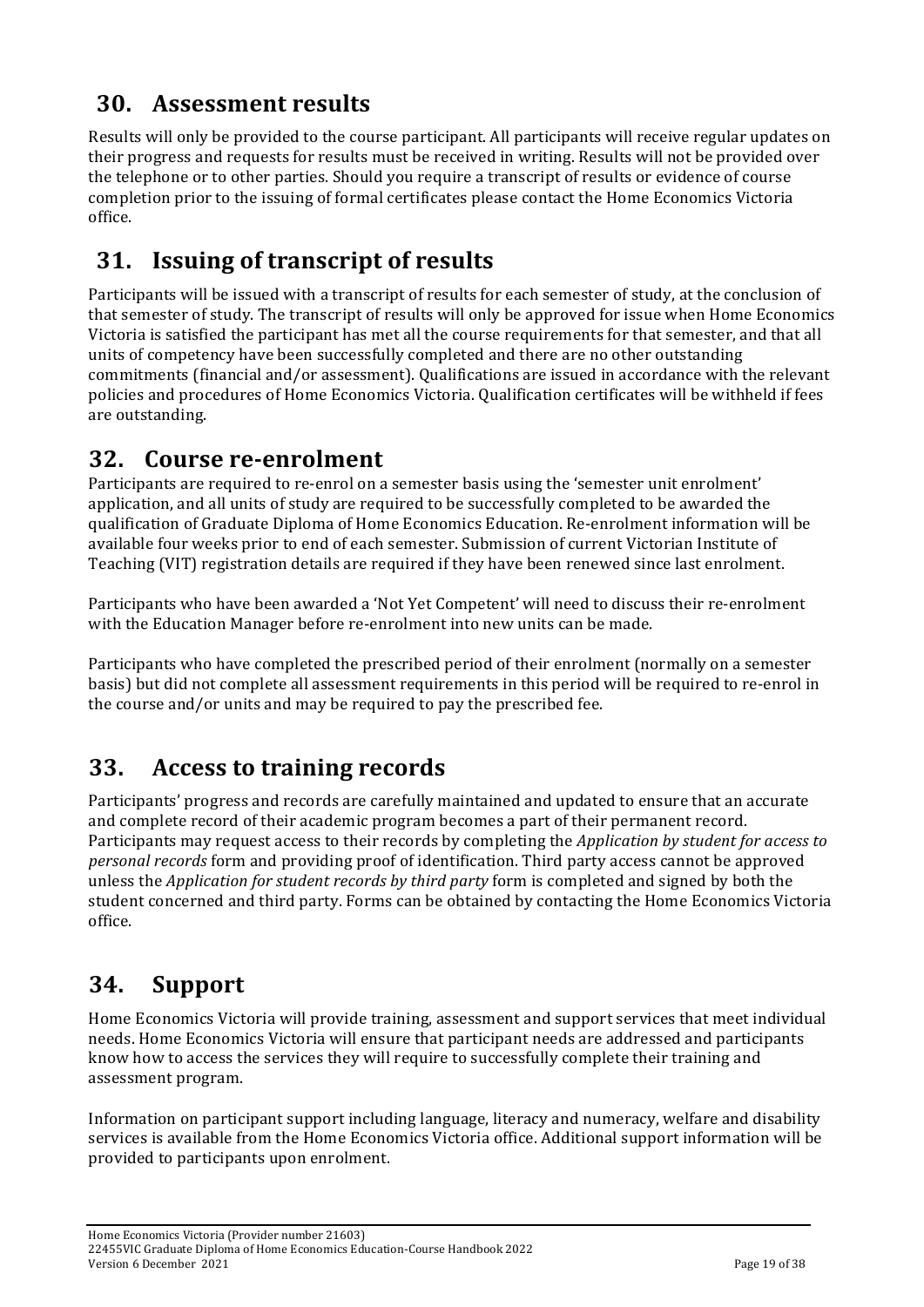## 30. Assessment results

Results will only be provided to the course participant. All participants will receive regular updates on their progress and requests for results must be received in writing. Results will not be provided over the telephone or to other parties. Should you require a transcript of results or evidence of course completion prior to the issuing of formal certificates please contact the Home Economics Victoria office.

## 31. Issuing of transcript of results

Participants will be issued with a transcript of results for each semester of study, at the conclusion of that semester of study. The transcript of results will only be approved for issue when Home Economics Victoria is satisfied the participant has met all the course requirements for that semester, and that all units of competency have been successfully completed and there are no other outstanding commitments (financial and/or assessment). Qualifications are issued in accordance with the relevant policies and procedures of Home Economics Victoria. Qualification certificates will be withheld if fees are outstanding.

## 32. Course re-enrolment

Participants are required to re-enrol on a semester basis using the 'semester unit enrolment' application, and all units of study are required to be successfully completed to be awarded the qualification of Graduate Diploma of Home Economics Education. Re-enrolment information will be available four weeks prior to end of each semester. Submission of current Victorian Institute of Teaching (VIT) registration details are required if they have been renewed since last enrolment.

Participants who have been awarded a 'Not Yet Competent' will need to discuss their re-enrolment with the Education Manager before re-enrolment into new units can be made.

Participants who have completed the prescribed period of their enrolment (normally on a semester basis) but did not complete all assessment requirements in this period will be required to re-enrol in the course and/or units and may be required to pay the prescribed fee.

## 33. Access to training records

Participants' progress and records are carefully maintained and updated to ensure that an accurate and complete record of their academic program becomes a part of their permanent record. Participants may request access to their records by completing the *Application by student for access to personal records* form and providing proof of identification. Third party access cannot be approved unless the *Application for student records by third party* form is completed and signed by both the student concerned and third party. Forms can be obtained by contacting the Home Economics Victoria office.

## 34. Support

Home Economics Victoria will provide training, assessment and support services that meet individual needs. Home Economics Victoria will ensure that participant needs are addressed and participants know how to access the services they will require to successfully complete their training and assessment program.

Information on participant support including language, literacy and numeracy, welfare and disability services is available from the Home Economics Victoria office. Additional support information will be provided to participants upon enrolment.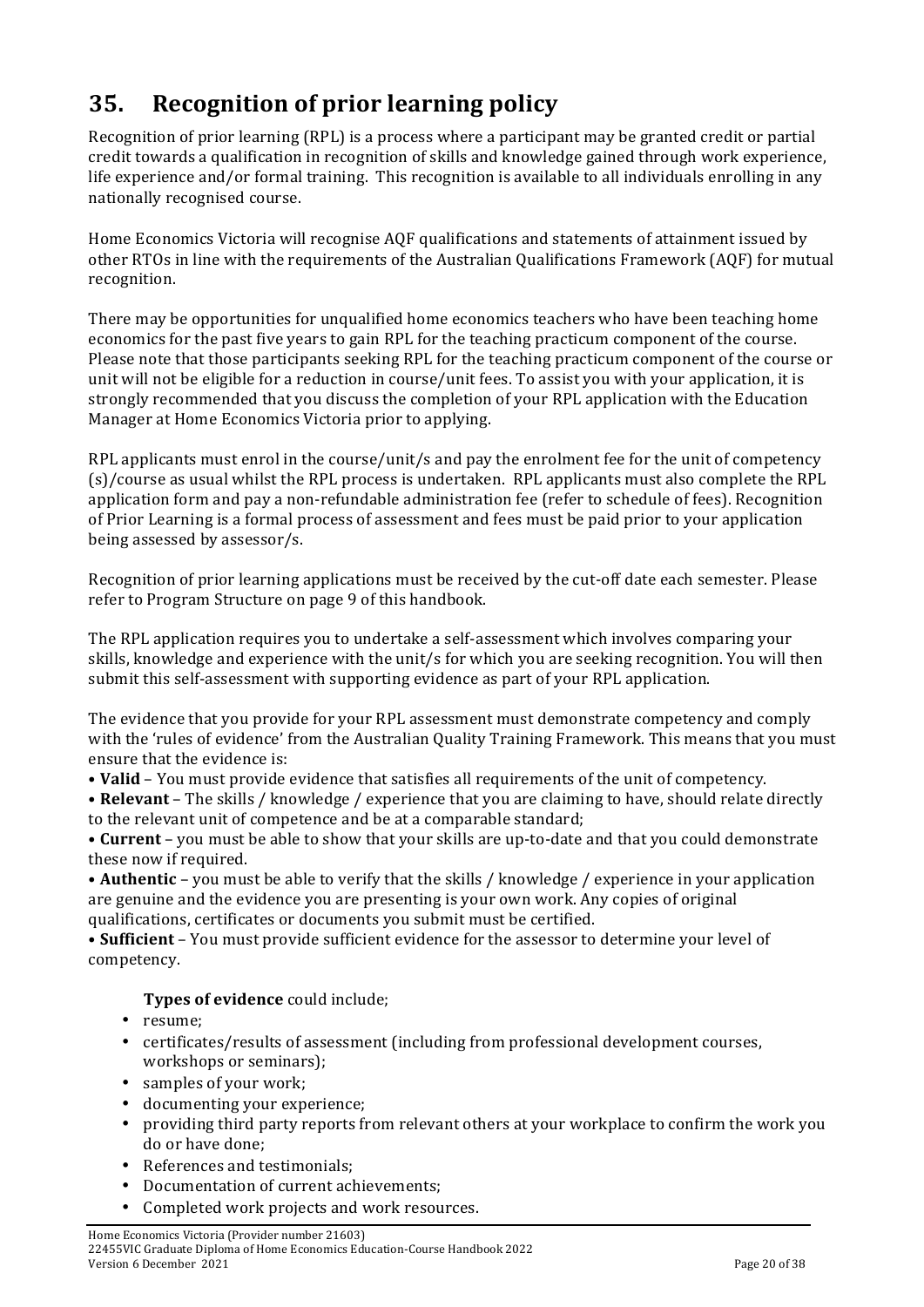## 35. Recognition of prior learning policy

Recognition of prior learning (RPL) is a process where a participant may be granted credit or partial credit towards a qualification in recognition of skills and knowledge gained through work experience, life experience and/or formal training. This recognition is available to all individuals enrolling in any nationally recognised course.

Home Economics Victoria will recognise AQF qualifications and statements of attainment issued by other RTOs in line with the requirements of the Australian Qualifications Framework (AQF) for mutual recognition.

There may be opportunities for unqualified home economics teachers who have been teaching home economics for the past five years to gain RPL for the teaching practicum component of the course. Please note that those participants seeking RPL for the teaching practicum component of the course or unit will not be eligible for a reduction in course/unit fees. To assist you with your application, it is strongly recommended that you discuss the completion of your RPL application with the Education Manager at Home Economics Victoria prior to applying.

RPL applicants must enrol in the course/unit/s and pay the enrolment fee for the unit of competency (s)/course as usual whilst the RPL process is undertaken. RPL applicants must also complete the RPL application form and pay a non-refundable administration fee (refer to schedule of fees). Recognition of Prior Learning is a formal process of assessment and fees must be paid prior to your application being assessed by assessor/s.

Recognition of prior learning applications must be received by the cut-off date each semester. Please refer to Program Structure on page 9 of this handbook.

The RPL application requires you to undertake a self-assessment which involves comparing your skills, knowledge and experience with the unit/s for which you are seeking recognition. You will then submit this self-assessment with supporting evidence as part of your RPL application.

The evidence that you provide for your RPL assessment must demonstrate competency and comply with the 'rules of evidence' from the Australian Quality Training Framework. This means that you must ensure that the evidence is:

- **Valid** – You must provide evidence that satisfies all requirements of the unit of competency.
- **Relevant** – The skills / knowledge / experience that you are claiming to have, should relate directly to the relevant unit of competence and be at a comparable standard;
- **Current** – you must be able to show that your skills are up-to-date and that you could demonstrate these now if required.
- **Authentic** – you must be able to verify that the skills / knowledge / experience in your application are genuine and the evidence you are presenting is your own work. Any copies of original qualifications, certificates or documents you submit must be certified.
- **Sufficient** – You must provide sufficient evidence for the assessor to determine your level of competency.

**Types of evidence** could include;

- resume;
- certificates/results of assessment (including from professional development courses, workshops or seminars);
- samples of your work;
- documenting your experience;
- providing third party reports from relevant others at your workplace to confirm the work you do or have done;
- References and testimonials;
- Documentation of current achievements;
- Completed work projects and work resources.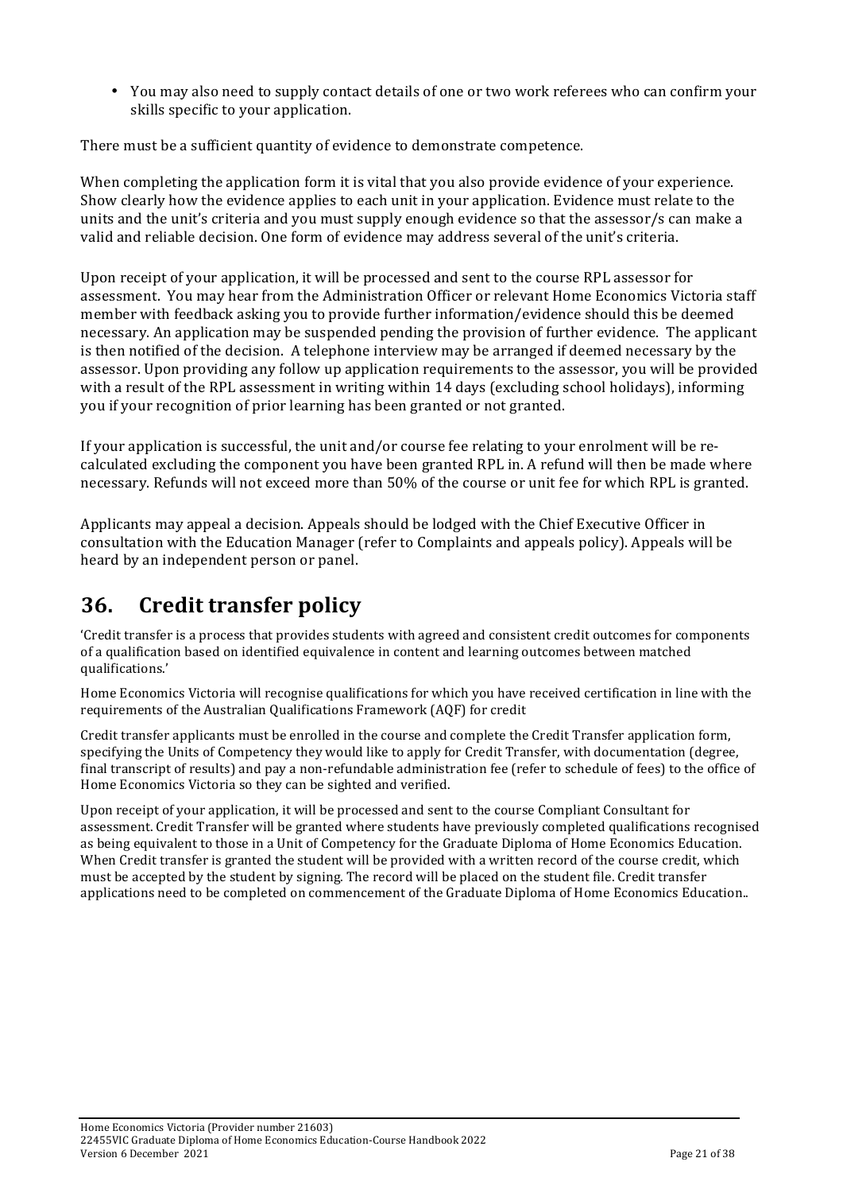- You may also need to supply contact details of one or two work referees who can confirm your skills specific to your application.

There must be a sufficient quantity of evidence to demonstrate competence.

When completing the application form it is vital that you also provide evidence of your experience. Show clearly how the evidence applies to each unit in your application. Evidence must relate to the units and the unit's criteria and you must supply enough evidence so that the assessor/s can make a valid and reliable decision. One form of evidence may address several of the unit's criteria.

Upon receipt of your application, it will be processed and sent to the course RPL assessor for assessment. You may hear from the Administration Officer or relevant Home Economics Victoria staff member with feedback asking you to provide further information/evidence should this be deemed necessary. An application may be suspended pending the provision of further evidence. The applicant is then notified of the decision. A telephone interview may be arranged if deemed necessary by the assessor. Upon providing any follow up application requirements to the assessor, you will be provided with a result of the RPL assessment in writing within 14 days (excluding school holidays), informing you if your recognition of prior learning has been granted or not granted.

If your application is successful, the unit and/or course fee relating to your enrolment will be re-calculated excluding the component you have been granted RPL in. A refund will then be made where necessary. Refunds will not exceed more than 50% of the course or unit fee for which RPL is granted.

Applicants may appeal a decision. Appeals should be lodged with the Chief Executive Officer in consultation with the Education Manager (refer to Complaints and appeals policy). Appeals will be heard by an independent person or panel.

# 36. Credit transfer policy

'Credit transfer is a process that provides students with agreed and consistent credit outcomes for components of a qualification based on identified equivalence in content and learning outcomes between matched qualifications.'

Home Economics Victoria will recognise qualifications for which you have received certification in line with the requirements of the Australian Qualifications Framework (AQF) for credit

Credit transfer applicants must be enrolled in the course and complete the Credit Transfer application form, specifying the Units of Competency they would like to apply for Credit Transfer, with documentation (degree, final transcript of results) and pay a non-refundable administration fee (refer to schedule of fees) to the office of Home Economics Victoria so they can be sighted and verified.

Upon receipt of your application, it will be processed and sent to the course Compliant Consultant for assessment. Credit Transfer will be granted where students have previously completed qualifications recognised as being equivalent to those in a Unit of Competency for the Graduate Diploma of Home Economics Education. When Credit transfer is granted the student will be provided with a written record of the course credit, which must be accepted by the student by signing. The record will be placed on the student file. Credit transfer applications need to be completed on commencement of the Graduate Diploma of Home Economics Education..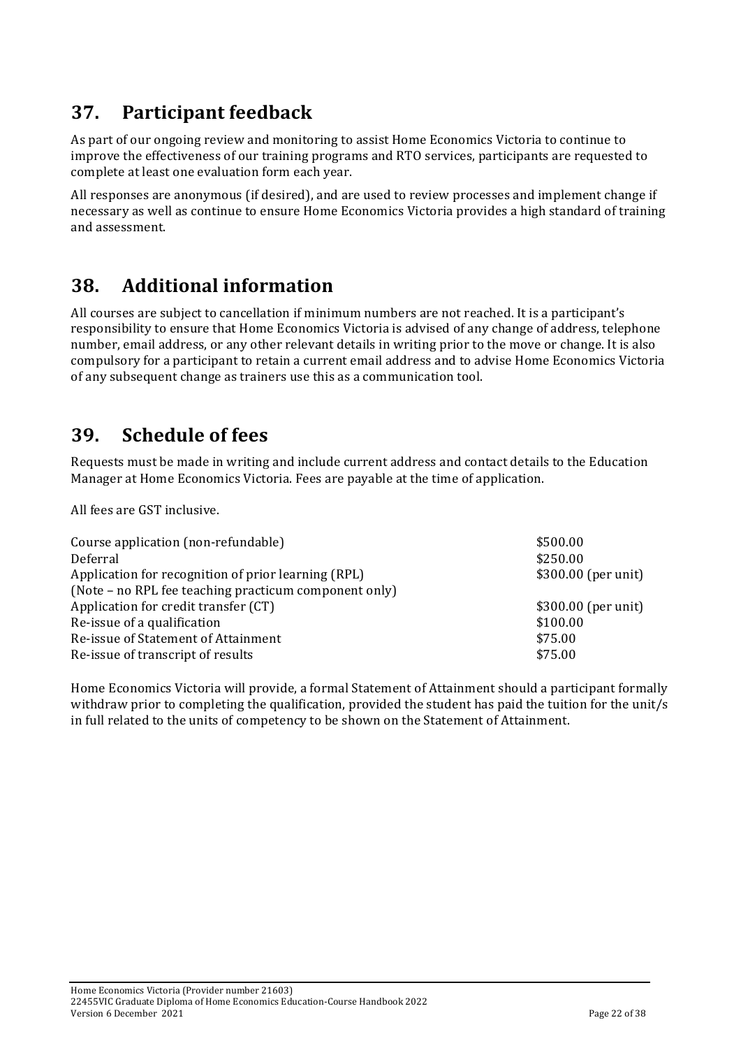## 37. Participant feedback

As part of our ongoing review and monitoring to assist Home Economics Victoria to continue to improve the effectiveness of our training programs and RTO services, participants are requested to complete at least one evaluation form each year.

All responses are anonymous (if desired), and are used to review processes and implement change if necessary as well as continue to ensure Home Economics Victoria provides a high standard of training and assessment.

## 38. Additional information

All courses are subject to cancellation if minimum numbers are not reached. It is a participant's responsibility to ensure that Home Economics Victoria is advised of any change of address, telephone number, email address, or any other relevant details in writing prior to the move or change. It is also compulsory for a participant to retain a current email address and to advise Home Economics Victoria of any subsequent change as trainers use this as a communication tool.

## 39. Schedule of fees

Requests must be made in writing and include current address and contact details to the Education Manager at Home Economics Victoria. Fees are payable at the time of application.

All fees are GST inclusive.

| | |
|---|---|
| Course application (non-refundable) | \$500.00 |
| Deferral | \$250.00 |
| Application for recognition of prior learning (RPL)<br>(Note – no RPL fee teaching practicum component only) | \$300.00 (per unit) |
| Application for credit transfer (CT) | \$300.00 (per unit) |
| Re-issue of a qualification | \$100.00 |
| Re-issue of Statement of Attainment | \$75.00 |
| Re-issue of transcript of results | \$75.00 |

Home Economics Victoria will provide, a formal Statement of Attainment should a participant formally withdraw prior to completing the qualification, provided the student has paid the tuition for the unit/s in full related to the units of competency to be shown on the Statement of Attainment.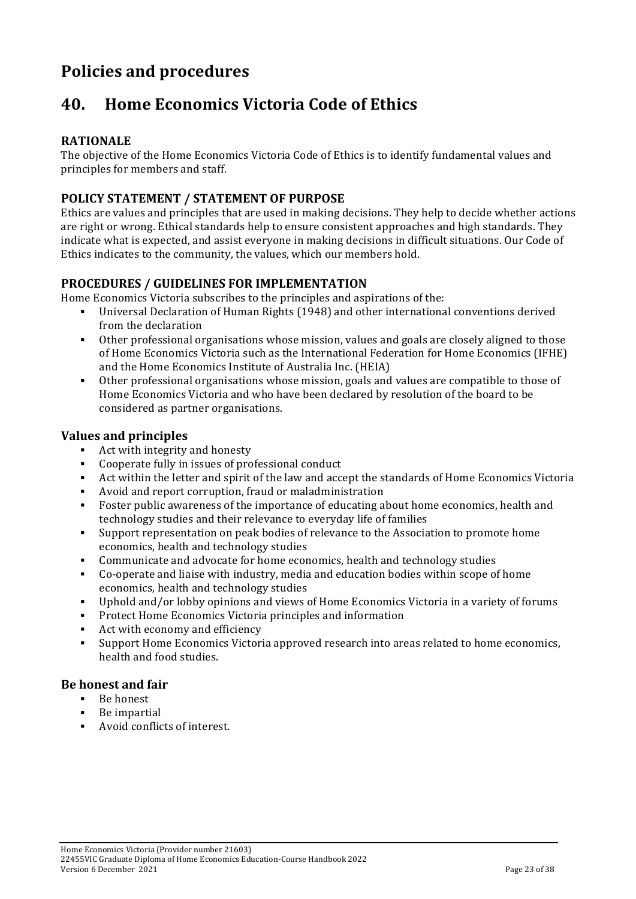# Policies and procedures

## 40. Home Economics Victoria Code of Ethics

### RATIONALE

The objective of the Home Economics Victoria Code of Ethics is to identify fundamental values and principles for members and staff.

### POLICY STATEMENT / STATEMENT OF PURPOSE

Ethics are values and principles that are used in making decisions. They help to decide whether actions are right or wrong. Ethical standards help to ensure consistent approaches and high standards. They indicate what is expected, and assist everyone in making decisions in difficult situations. Our Code of Ethics indicates to the community, the values, which our members hold.

### PROCEDURES / GUIDELINES FOR IMPLEMENTATION

Home Economics Victoria subscribes to the principles and aspirations of the:

- Universal Declaration of Human Rights (1948) and other international conventions derived from the declaration
- Other professional organisations whose mission, values and goals are closely aligned to those of Home Economics Victoria such as the International Federation for Home Economics (IFHE) and the Home Economics Institute of Australia Inc. (HEIA)
- Other professional organisations whose mission, goals and values are compatible to those of Home Economics Victoria and who have been declared by resolution of the board to be considered as partner organisations.

### Values and principles

- Act with integrity and honesty
- Cooperate fully in issues of professional conduct
- Act within the letter and spirit of the law and accept the standards of Home Economics Victoria
- Avoid and report corruption, fraud or maladministration
- Foster public awareness of the importance of educating about home economics, health and technology studies and their relevance to everyday life of families
- Support representation on peak bodies of relevance to the Association to promote home economics, health and technology studies
- Communicate and advocate for home economics, health and technology studies
- Co-operate and liaise with industry, media and education bodies within scope of home economics, health and technology studies
- Uphold and/or lobby opinions and views of Home Economics Victoria in a variety of forums
- Protect Home Economics Victoria principles and information
- Act with economy and efficiency
- Support Home Economics Victoria approved research into areas related to home economics, health and food studies.

### Be honest and fair

- Be honest
- Be impartial
- Avoid conflicts of interest.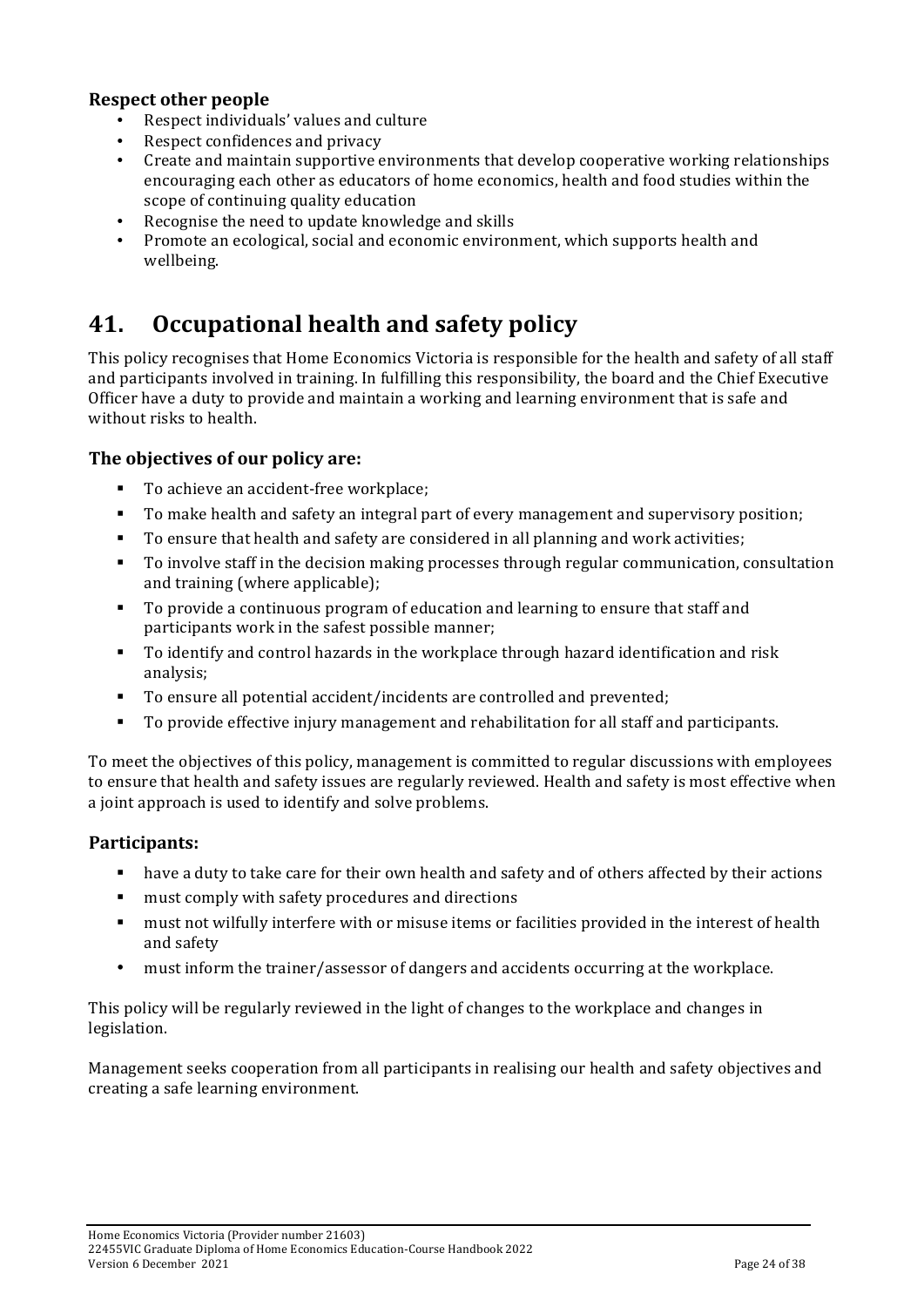### Respect other people

- Respect individuals' values and culture
- Respect confidences and privacy
- Create and maintain supportive environments that develop cooperative working relationships encouraging each other as educators of home economics, health and food studies within the scope of continuing quality education
- Recognise the need to update knowledge and skills
- Promote an ecological, social and economic environment, which supports health and wellbeing.

## 41. Occupational health and safety policy

This policy recognises that Home Economics Victoria is responsible for the health and safety of all staff and participants involved in training. In fulfilling this responsibility, the board and the Chief Executive Officer have a duty to provide and maintain a working and learning environment that is safe and without risks to health.

### The objectives of our policy are:

- To achieve an accident-free workplace;
- To make health and safety an integral part of every management and supervisory position;
- To ensure that health and safety are considered in all planning and work activities;
- To involve staff in the decision making processes through regular communication, consultation and training (where applicable);
- To provide a continuous program of education and learning to ensure that staff and participants work in the safest possible manner;
- To identify and control hazards in the workplace through hazard identification and risk analysis;
- To ensure all potential accident/incidents are controlled and prevented;
- To provide effective injury management and rehabilitation for all staff and participants.

To meet the objectives of this policy, management is committed to regular discussions with employees to ensure that health and safety issues are regularly reviewed. Health and safety is most effective when a joint approach is used to identify and solve problems.

### Participants:

- have a duty to take care for their own health and safety and of others affected by their actions
- must comply with safety procedures and directions
- must not wilfully interfere with or misuse items or facilities provided in the interest of health and safety
- must inform the trainer/assessor of dangers and accidents occurring at the workplace.

This policy will be regularly reviewed in the light of changes to the workplace and changes in legislation.

Management seeks cooperation from all participants in realising our health and safety objectives and creating a safe learning environment.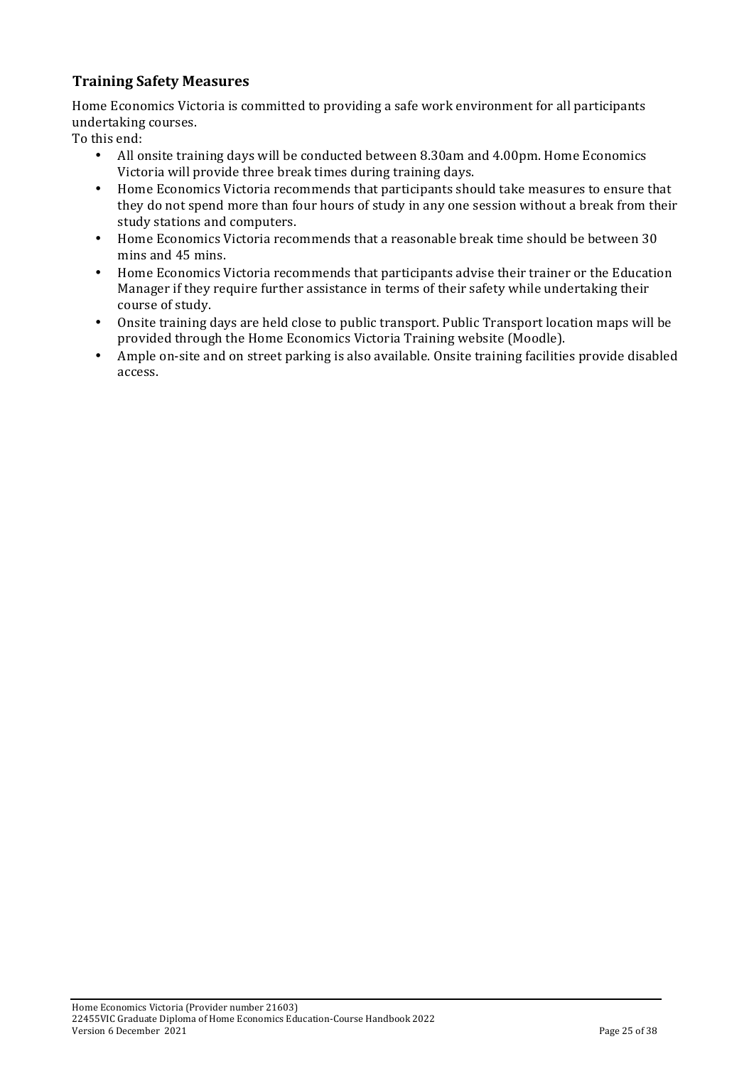### Training Safety Measures

Home Economics Victoria is committed to providing a safe work environment for all participants undertaking courses.

To this end:

- All onsite training days will be conducted between 8.30am and 4.00pm. Home Economics Victoria will provide three break times during training days.
- Home Economics Victoria recommends that participants should take measures to ensure that they do not spend more than four hours of study in any one session without a break from their study stations and computers.
- Home Economics Victoria recommends that a reasonable break time should be between 30 mins and 45 mins.
- Home Economics Victoria recommends that participants advise their trainer or the Education Manager if they require further assistance in terms of their safety while undertaking their course of study.
- Onsite training days are held close to public transport. Public Transport location maps will be provided through the Home Economics Victoria Training website (Moodle).
- Ample on-site and on street parking is also available. Onsite training facilities provide disabled access.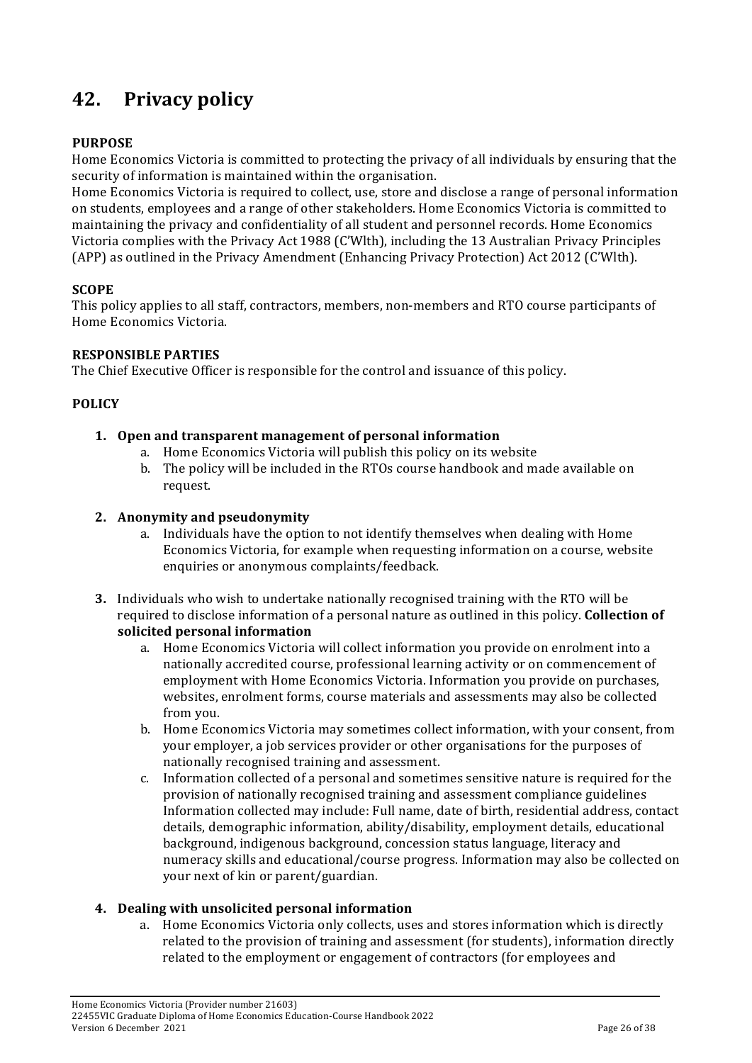# 42. Privacy policy

**PURPOSE**

Home Economics Victoria is committed to protecting the privacy of all individuals by ensuring that the security of information is maintained within the organisation.

Home Economics Victoria is required to collect, use, store and disclose a range of personal information on students, employees and a range of other stakeholders. Home Economics Victoria is committed to maintaining the privacy and confidentiality of all student and personnel records. Home Economics Victoria complies with the Privacy Act 1988 (C'Wlth), including the 13 Australian Privacy Principles (APP) as outlined in the Privacy Amendment (Enhancing Privacy Protection) Act 2012 (C'Wlth).

**SCOPE**

This policy applies to all staff, contractors, members, non-members and RTO course participants of Home Economics Victoria.

**RESPONSIBLE PARTIES**

The Chief Executive Officer is responsible for the control and issuance of this policy.

**POLICY**

1. **Open and transparent management of personal information**
   a. Home Economics Victoria will publish this policy on its website
   b. The policy will be included in the RTOs course handbook and made available on request.

2. **Anonymity and pseudonymity**
   a. Individuals have the option to not identify themselves when dealing with Home Economics Victoria, for example when requesting information on a course, website enquiries or anonymous complaints/feedback.

3. Individuals who wish to undertake nationally recognised training with the RTO will be required to disclose information of a personal nature as outlined in this policy. **Collection of solicited personal information**
   a. Home Economics Victoria will collect information you provide on enrolment into a nationally accredited course, professional learning activity or on commencement of employment with Home Economics Victoria. Information you provide on purchases, websites, enrolment forms, course materials and assessments may also be collected from you.
   b. Home Economics Victoria may sometimes collect information, with your consent, from your employer, a job services provider or other organisations for the purposes of nationally recognised training and assessment.
   c. Information collected of a personal and sometimes sensitive nature is required for the provision of nationally recognised training and assessment compliance guidelines Information collected may include: Full name, date of birth, residential address, contact details, demographic information, ability/disability, employment details, educational background, indigenous background, concession status language, literacy and numeracy skills and educational/course progress. Information may also be collected on your next of kin or parent/guardian.

4. **Dealing with unsolicited personal information**
   a. Home Economics Victoria only collects, uses and stores information which is directly related to the provision of training and assessment (for students), information directly related to the employment or engagement of contractors (for employees and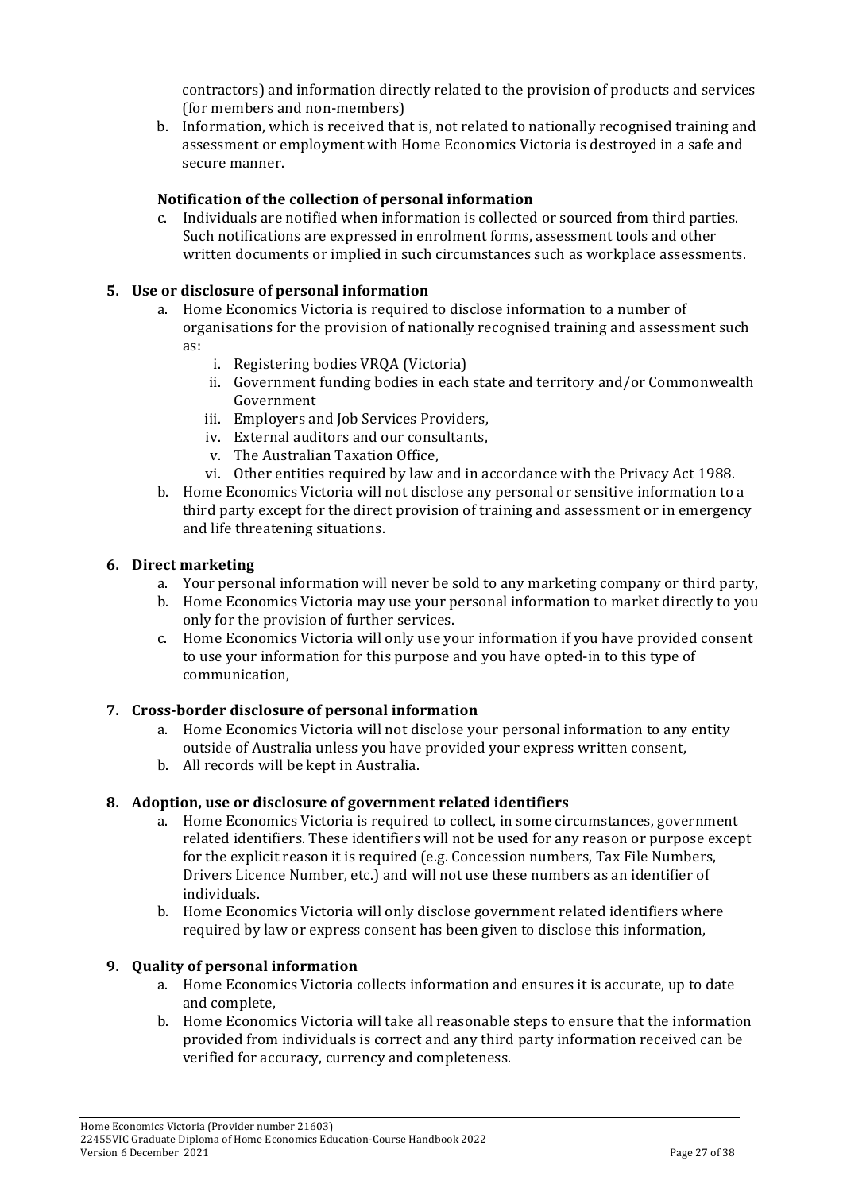contractors) and information directly related to the provision of products and services (for members and non-members)

b. Information, which is received that is, not related to nationally recognised training and assessment or employment with Home Economics Victoria is destroyed in a safe and secure manner.

**Notification of the collection of personal information**

c. Individuals are notified when information is collected or sourced from third parties. Such notifications are expressed in enrolment forms, assessment tools and other written documents or implied in such circumstances such as workplace assessments.

**5. Use or disclosure of personal information**

a. Home Economics Victoria is required to disclose information to a number of organisations for the provision of nationally recognised training and assessment such as:
   i. Registering bodies VRQA (Victoria)
   ii. Government funding bodies in each state and territory and/or Commonwealth Government
   iii. Employers and Job Services Providers,
   iv. External auditors and our consultants,
   v. The Australian Taxation Office,
   vi. Other entities required by law and in accordance with the Privacy Act 1988.

b. Home Economics Victoria will not disclose any personal or sensitive information to a third party except for the direct provision of training and assessment or in emergency and life threatening situations.

**6. Direct marketing**

a. Your personal information will never be sold to any marketing company or third party,

b. Home Economics Victoria may use your personal information to market directly to you only for the provision of further services.

c. Home Economics Victoria will only use your information if you have provided consent to use your information for this purpose and you have opted-in to this type of communication,

**7. Cross-border disclosure of personal information**

a. Home Economics Victoria will not disclose your personal information to any entity outside of Australia unless you have provided your express written consent,

b. All records will be kept in Australia.

**8. Adoption, use or disclosure of government related identifiers**

a. Home Economics Victoria is required to collect, in some circumstances, government related identifiers. These identifiers will not be used for any reason or purpose except for the explicit reason it is required (e.g. Concession numbers, Tax File Numbers, Drivers Licence Number, etc.) and will not use these numbers as an identifier of individuals.

b. Home Economics Victoria will only disclose government related identifiers where required by law or express consent has been given to disclose this information,

**9. Quality of personal information**

a. Home Economics Victoria collects information and ensures it is accurate, up to date and complete,

b. Home Economics Victoria will take all reasonable steps to ensure that the information provided from individuals is correct and any third party information received can be verified for accuracy, currency and completeness.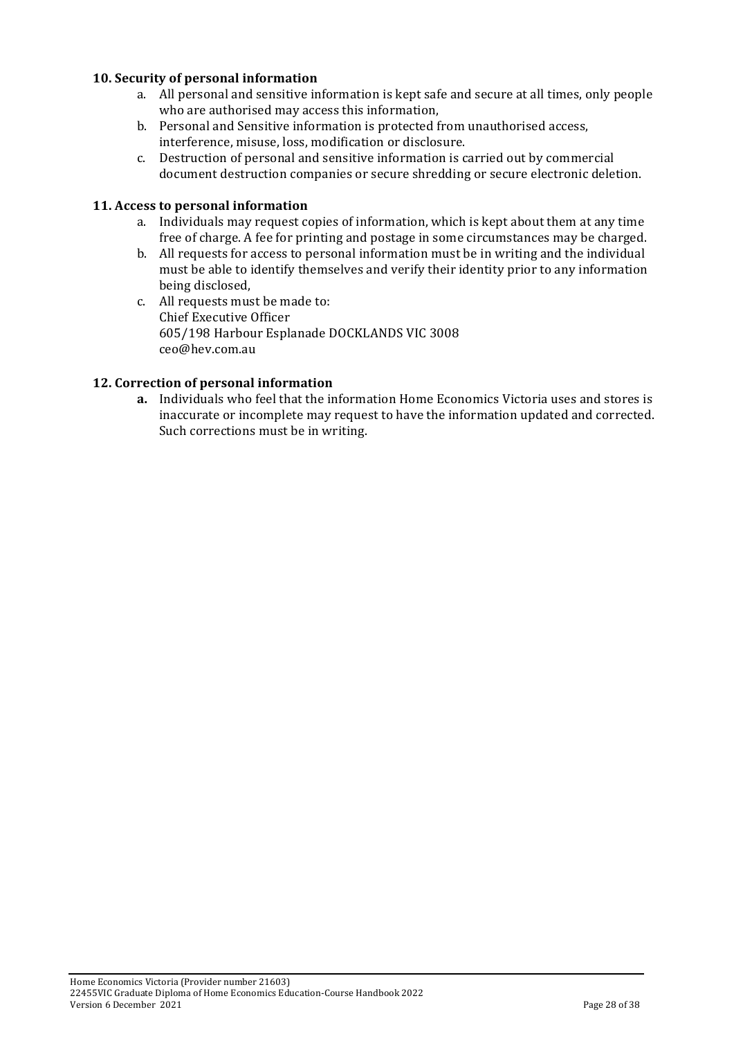### 10. Security of personal information

a. All personal and sensitive information is kept safe and secure at all times, only people who are authorised may access this information,
b. Personal and Sensitive information is protected from unauthorised access, interference, misuse, loss, modification or disclosure.
c. Destruction of personal and sensitive information is carried out by commercial document destruction companies or secure shredding or secure electronic deletion.

### 11. Access to personal information

a. Individuals may request copies of information, which is kept about them at any time free of charge. A fee for printing and postage in some circumstances may be charged.
b. All requests for access to personal information must be in writing and the individual must be able to identify themselves and verify their identity prior to any information being disclosed,
c. All requests must be made to:
Chief Executive Officer
605/198 Harbour Esplanade DOCKLANDS VIC 3008
ceo@hev.com.au

### 12. Correction of personal information

**a.** Individuals who feel that the information Home Economics Victoria uses and stores is inaccurate or incomplete may request to have the information updated and corrected. Such corrections must be in writing.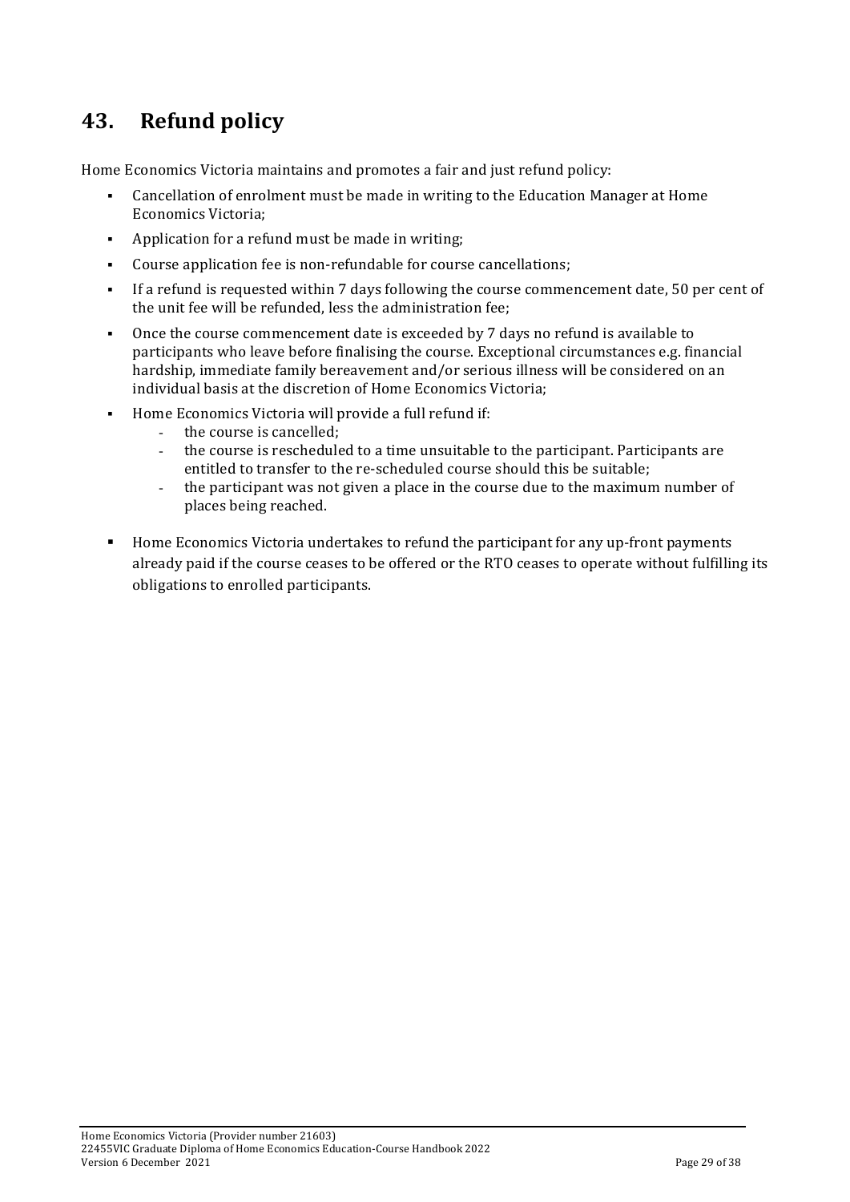## 43. Refund policy

Home Economics Victoria maintains and promotes a fair and just refund policy:

- Cancellation of enrolment must be made in writing to the Education Manager at Home Economics Victoria;
- Application for a refund must be made in writing;
- Course application fee is non-refundable for course cancellations;
- If a refund is requested within 7 days following the course commencement date, 50 per cent of the unit fee will be refunded, less the administration fee;
- Once the course commencement date is exceeded by 7 days no refund is available to participants who leave before finalising the course. Exceptional circumstances e.g. financial hardship, immediate family bereavement and/or serious illness will be considered on an individual basis at the discretion of Home Economics Victoria;
- Home Economics Victoria will provide a full refund if:
  - the course is cancelled;
  - the course is rescheduled to a time unsuitable to the participant. Participants are entitled to transfer to the re-scheduled course should this be suitable;
  - the participant was not given a place in the course due to the maximum number of places being reached.
- Home Economics Victoria undertakes to refund the participant for any up-front payments already paid if the course ceases to be offered or the RTO ceases to operate without fulfilling its obligations to enrolled participants.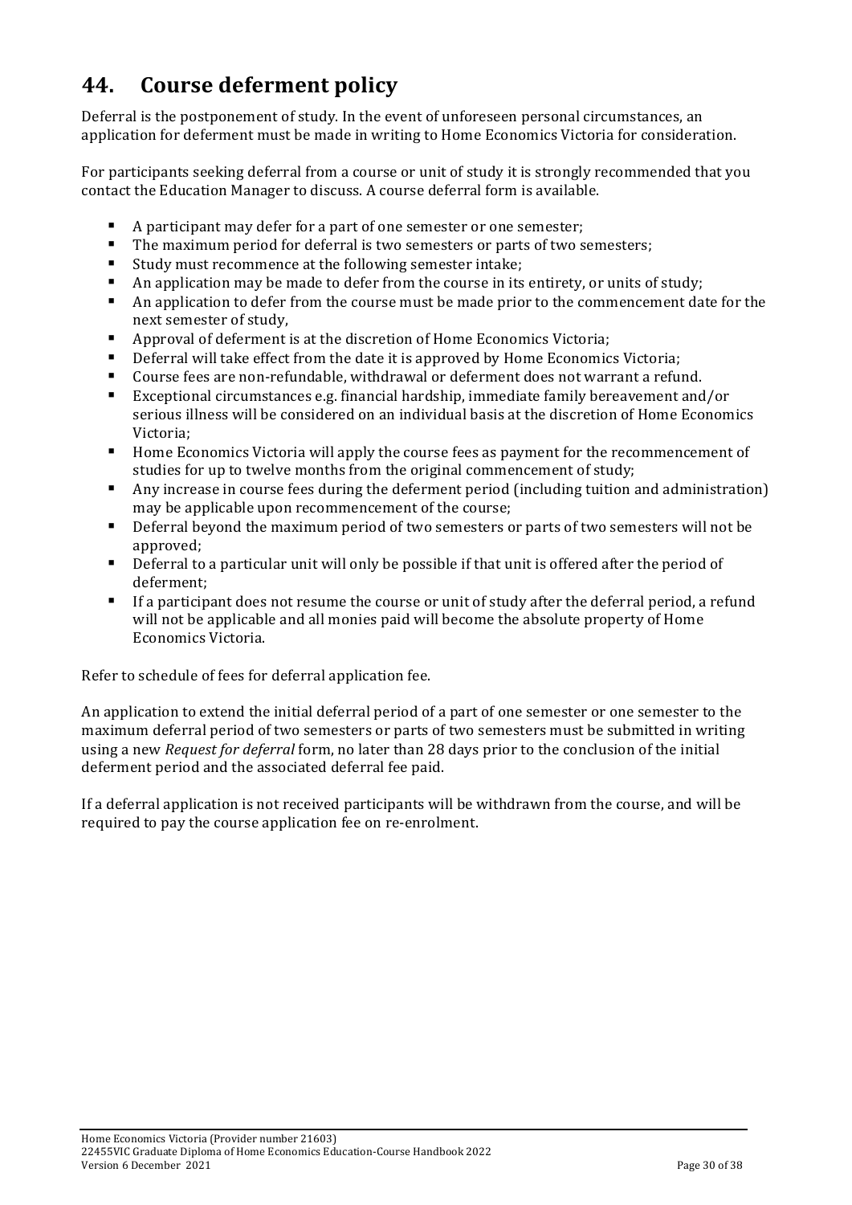## 44. Course deferment policy

Deferral is the postponement of study. In the event of unforeseen personal circumstances, an application for deferment must be made in writing to Home Economics Victoria for consideration.

For participants seeking deferral from a course or unit of study it is strongly recommended that you contact the Education Manager to discuss. A course deferral form is available.

- A participant may defer for a part of one semester or one semester;
- The maximum period for deferral is two semesters or parts of two semesters;
- Study must recommence at the following semester intake;
- An application may be made to defer from the course in its entirety, or units of study;
- An application to defer from the course must be made prior to the commencement date for the next semester of study,
- Approval of deferment is at the discretion of Home Economics Victoria;
- Deferral will take effect from the date it is approved by Home Economics Victoria;
- Course fees are non-refundable, withdrawal or deferment does not warrant a refund.
- Exceptional circumstances e.g. financial hardship, immediate family bereavement and/or serious illness will be considered on an individual basis at the discretion of Home Economics Victoria;
- Home Economics Victoria will apply the course fees as payment for the recommencement of studies for up to twelve months from the original commencement of study;
- Any increase in course fees during the deferment period (including tuition and administration) may be applicable upon recommencement of the course;
- Deferral beyond the maximum period of two semesters or parts of two semesters will not be approved;
- Deferral to a particular unit will only be possible if that unit is offered after the period of deferment;
- If a participant does not resume the course or unit of study after the deferral period, a refund will not be applicable and all monies paid will become the absolute property of Home Economics Victoria.

Refer to schedule of fees for deferral application fee.

An application to extend the initial deferral period of a part of one semester or one semester to the maximum deferral period of two semesters or parts of two semesters must be submitted in writing using a new *Request for deferral* form, no later than 28 days prior to the conclusion of the initial deferment period and the associated deferral fee paid.

If a deferral application is not received participants will be withdrawn from the course, and will be required to pay the course application fee on re-enrolment.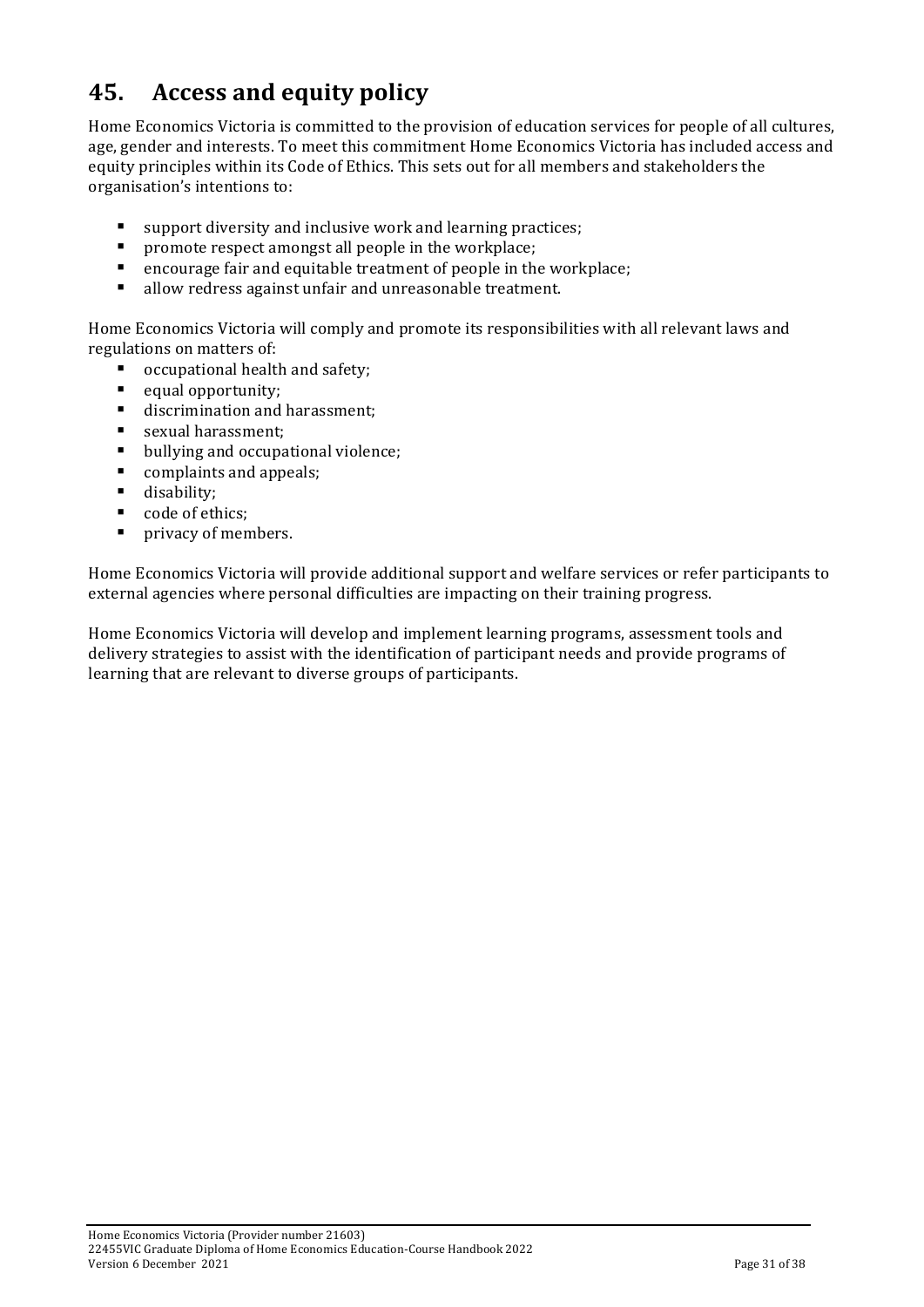## 45. Access and equity policy

Home Economics Victoria is committed to the provision of education services for people of all cultures, age, gender and interests. To meet this commitment Home Economics Victoria has included access and equity principles within its Code of Ethics. This sets out for all members and stakeholders the organisation's intentions to:

- support diversity and inclusive work and learning practices;
- promote respect amongst all people in the workplace;
- encourage fair and equitable treatment of people in the workplace;
- allow redress against unfair and unreasonable treatment.

Home Economics Victoria will comply and promote its responsibilities with all relevant laws and regulations on matters of:

- occupational health and safety;
- equal opportunity;
- discrimination and harassment;
- sexual harassment;
- bullying and occupational violence;
- complaints and appeals;
- disability;
- code of ethics;
- privacy of members.

Home Economics Victoria will provide additional support and welfare services or refer participants to external agencies where personal difficulties are impacting on their training progress.

Home Economics Victoria will develop and implement learning programs, assessment tools and delivery strategies to assist with the identification of participant needs and provide programs of learning that are relevant to diverse groups of participants.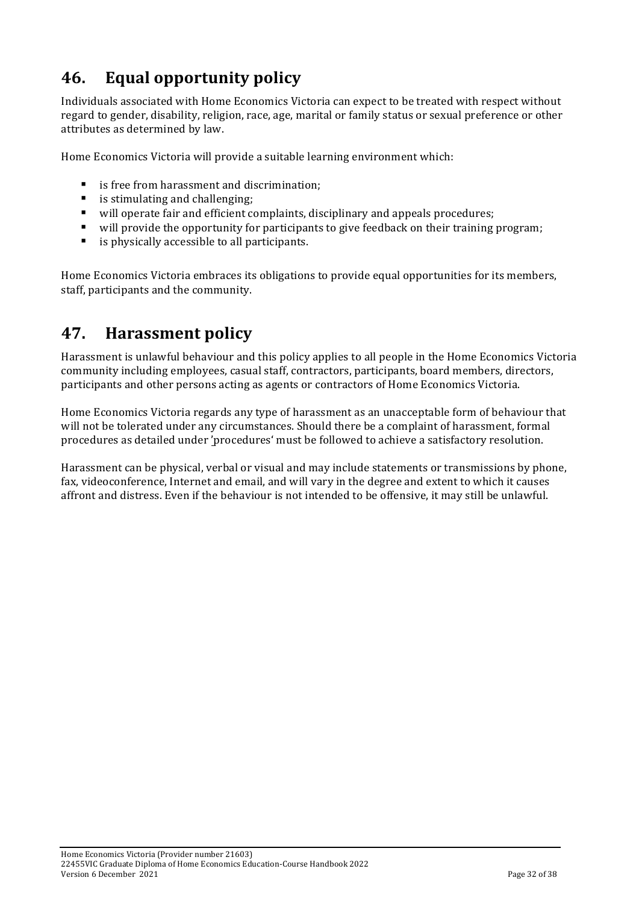## 46. Equal opportunity policy

Individuals associated with Home Economics Victoria can expect to be treated with respect without regard to gender, disability, religion, race, age, marital or family status or sexual preference or other attributes as determined by law.

Home Economics Victoria will provide a suitable learning environment which:

- is free from harassment and discrimination;
- is stimulating and challenging;
- will operate fair and efficient complaints, disciplinary and appeals procedures;
- will provide the opportunity for participants to give feedback on their training program;
- is physically accessible to all participants.

Home Economics Victoria embraces its obligations to provide equal opportunities for its members, staff, participants and the community.

## 47. Harassment policy

Harassment is unlawful behaviour and this policy applies to all people in the Home Economics Victoria community including employees, casual staff, contractors, participants, board members, directors, participants and other persons acting as agents or contractors of Home Economics Victoria.

Home Economics Victoria regards any type of harassment as an unacceptable form of behaviour that will not be tolerated under any circumstances. Should there be a complaint of harassment, formal procedures as detailed under 'procedures' must be followed to achieve a satisfactory resolution.

Harassment can be physical, verbal or visual and may include statements or transmissions by phone, fax, videoconference, Internet and email, and will vary in the degree and extent to which it causes affront and distress. Even if the behaviour is not intended to be offensive, it may still be unlawful.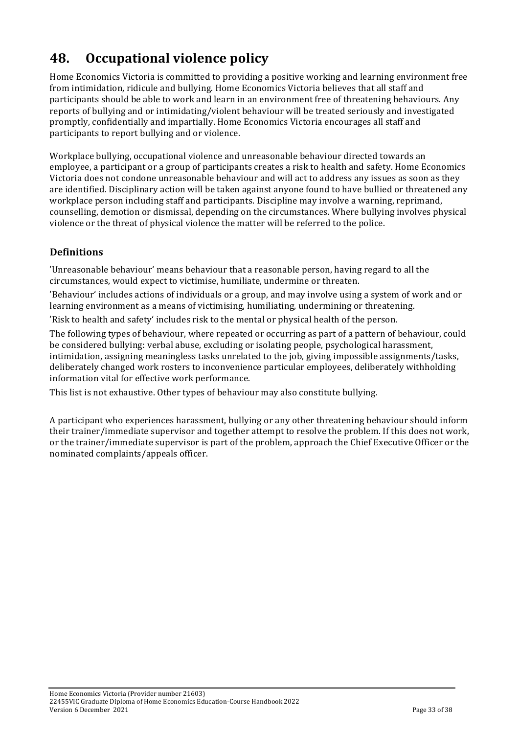# 48. Occupational violence policy

Home Economics Victoria is committed to providing a positive working and learning environment free from intimidation, ridicule and bullying. Home Economics Victoria believes that all staff and participants should be able to work and learn in an environment free of threatening behaviours. Any reports of bullying and or intimidating/violent behaviour will be treated seriously and investigated promptly, confidentially and impartially. Home Economics Victoria encourages all staff and participants to report bullying and or violence.

Workplace bullying, occupational violence and unreasonable behaviour directed towards an employee, a participant or a group of participants creates a risk to health and safety. Home Economics Victoria does not condone unreasonable behaviour and will act to address any issues as soon as they are identified. Disciplinary action will be taken against anyone found to have bullied or threatened any workplace person including staff and participants. Discipline may involve a warning, reprimand, counselling, demotion or dismissal, depending on the circumstances. Where bullying involves physical violence or the threat of physical violence the matter will be referred to the police.

## Definitions

'Unreasonable behaviour' means behaviour that a reasonable person, having regard to all the circumstances, would expect to victimise, humiliate, undermine or threaten.

'Behaviour' includes actions of individuals or a group, and may involve using a system of work and or learning environment as a means of victimising, humiliating, undermining or threatening.

'Risk to health and safety' includes risk to the mental or physical health of the person.

The following types of behaviour, where repeated or occurring as part of a pattern of behaviour, could be considered bullying: verbal abuse, excluding or isolating people, psychological harassment, intimidation, assigning meaningless tasks unrelated to the job, giving impossible assignments/tasks, deliberately changed work rosters to inconvenience particular employees, deliberately withholding information vital for effective work performance.

This list is not exhaustive. Other types of behaviour may also constitute bullying.

A participant who experiences harassment, bullying or any other threatening behaviour should inform their trainer/immediate supervisor and together attempt to resolve the problem. If this does not work, or the trainer/immediate supervisor is part of the problem, approach the Chief Executive Officer or the nominated complaints/appeals officer.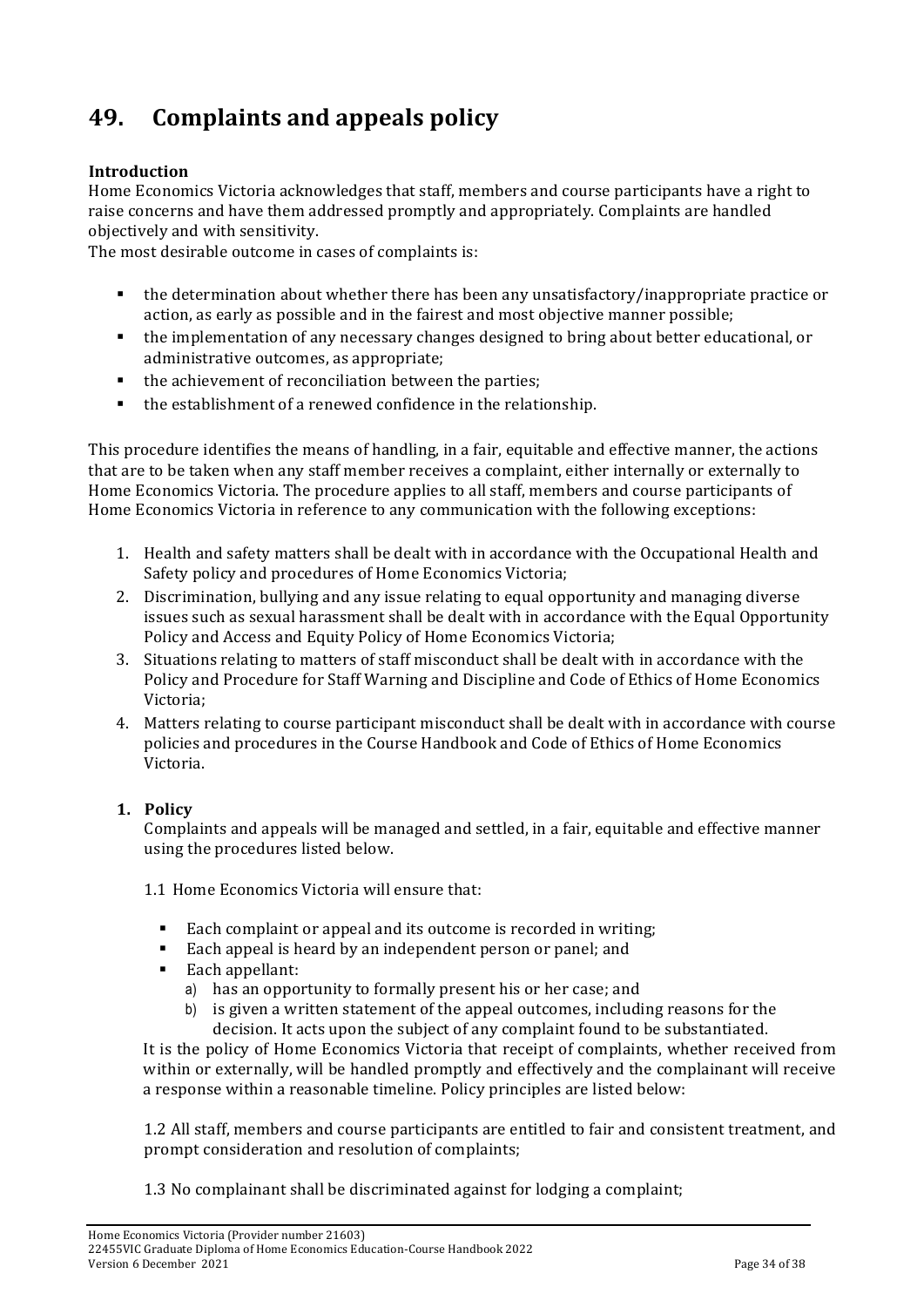# 49. Complaints and appeals policy

**Introduction**

Home Economics Victoria acknowledges that staff, members and course participants have a right to raise concerns and have them addressed promptly and appropriately. Complaints are handled objectively and with sensitivity.

The most desirable outcome in cases of complaints is:

- the determination about whether there has been any unsatisfactory/inappropriate practice or action, as early as possible and in the fairest and most objective manner possible;
- the implementation of any necessary changes designed to bring about better educational, or administrative outcomes, as appropriate;
- the achievement of reconciliation between the parties;
- the establishment of a renewed confidence in the relationship.

This procedure identifies the means of handling, in a fair, equitable and effective manner, the actions that are to be taken when any staff member receives a complaint, either internally or externally to Home Economics Victoria. The procedure applies to all staff, members and course participants of Home Economics Victoria in reference to any communication with the following exceptions:

1. Health and safety matters shall be dealt with in accordance with the Occupational Health and Safety policy and procedures of Home Economics Victoria;
2. Discrimination, bullying and any issue relating to equal opportunity and managing diverse issues such as sexual harassment shall be dealt with in accordance with the Equal Opportunity Policy and Access and Equity Policy of Home Economics Victoria;
3. Situations relating to matters of staff misconduct shall be dealt with in accordance with the Policy and Procedure for Staff Warning and Discipline and Code of Ethics of Home Economics Victoria;
4. Matters relating to course participant misconduct shall be dealt with in accordance with course policies and procedures in the Course Handbook and Code of Ethics of Home Economics Victoria.

**1. Policy**

Complaints and appeals will be managed and settled, in a fair, equitable and effective manner using the procedures listed below.

1.1 Home Economics Victoria will ensure that:

- Each complaint or appeal and its outcome is recorded in writing;
- Each appeal is heard by an independent person or panel; and
- Each appellant:
  a) has an opportunity to formally present his or her case; and
  b) is given a written statement of the appeal outcomes, including reasons for the decision. It acts upon the subject of any complaint found to be substantiated.

It is the policy of Home Economics Victoria that receipt of complaints, whether received from within or externally, will be handled promptly and effectively and the complainant will receive a response within a reasonable timeline. Policy principles are listed below:

1.2 All staff, members and course participants are entitled to fair and consistent treatment, and prompt consideration and resolution of complaints;

1.3 No complainant shall be discriminated against for lodging a complaint;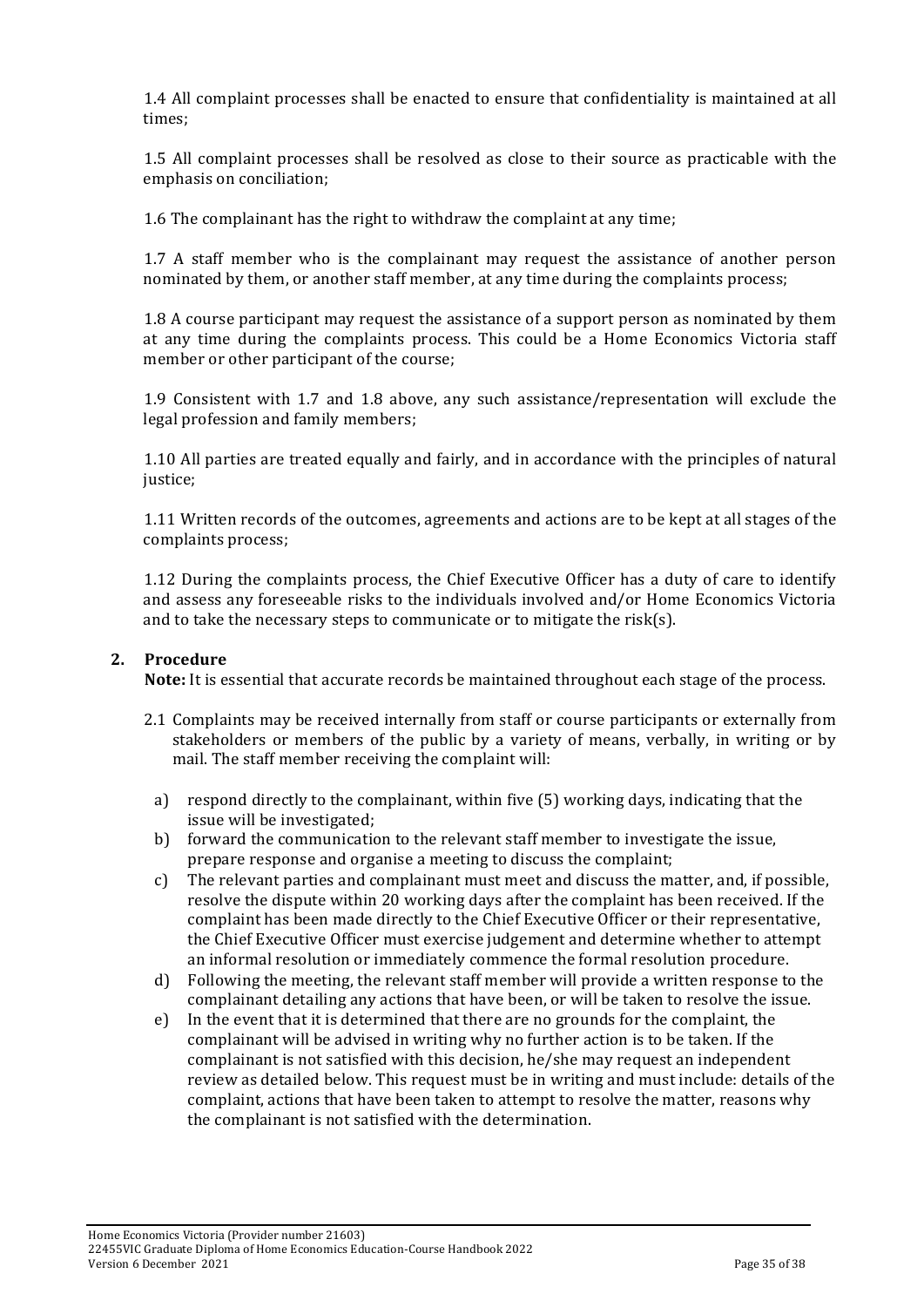1.4 All complaint processes shall be enacted to ensure that confidentiality is maintained at all times;

1.5 All complaint processes shall be resolved as close to their source as practicable with the emphasis on conciliation;

1.6 The complainant has the right to withdraw the complaint at any time;

1.7 A staff member who is the complainant may request the assistance of another person nominated by them, or another staff member, at any time during the complaints process;

1.8 A course participant may request the assistance of a support person as nominated by them at any time during the complaints process. This could be a Home Economics Victoria staff member or other participant of the course;

1.9 Consistent with 1.7 and 1.8 above, any such assistance/representation will exclude the legal profession and family members;

1.10 All parties are treated equally and fairly, and in accordance with the principles of natural justice;

1.11 Written records of the outcomes, agreements and actions are to be kept at all stages of the complaints process;

1.12 During the complaints process, the Chief Executive Officer has a duty of care to identify and assess any foreseeable risks to the individuals involved and/or Home Economics Victoria and to take the necessary steps to communicate or to mitigate the risk(s).

## 2. Procedure

**Note:** It is essential that accurate records be maintained throughout each stage of the process.

2.1 Complaints may be received internally from staff or course participants or externally from stakeholders or members of the public by a variety of means, verbally, in writing or by mail. The staff member receiving the complaint will:

a) respond directly to the complainant, within five (5) working days, indicating that the issue will be investigated;

b) forward the communication to the relevant staff member to investigate the issue, prepare response and organise a meeting to discuss the complaint;

c) The relevant parties and complainant must meet and discuss the matter, and, if possible, resolve the dispute within 20 working days after the complaint has been received. If the complaint has been made directly to the Chief Executive Officer or their representative, the Chief Executive Officer must exercise judgement and determine whether to attempt an informal resolution or immediately commence the formal resolution procedure.

d) Following the meeting, the relevant staff member will provide a written response to the complainant detailing any actions that have been, or will be taken to resolve the issue.

e) In the event that it is determined that there are no grounds for the complaint, the complainant will be advised in writing why no further action is to be taken. If the complainant is not satisfied with this decision, he/she may request an independent review as detailed below. This request must be in writing and must include: details of the complaint, actions that have been taken to attempt to resolve the matter, reasons why the complainant is not satisfied with the determination.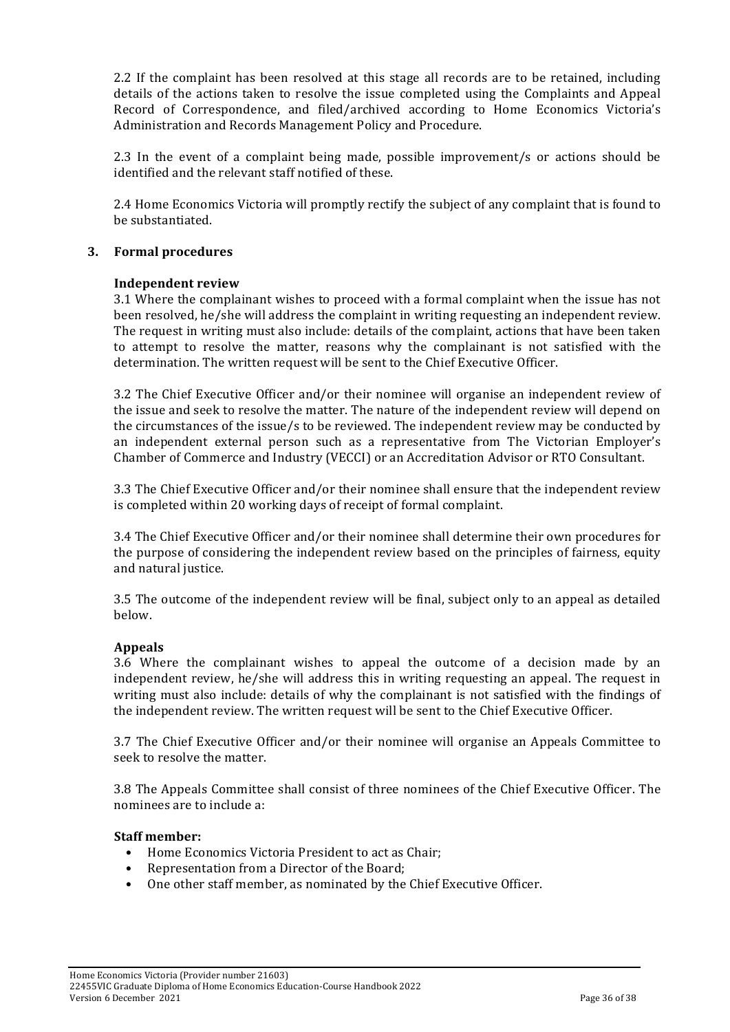2.2 If the complaint has been resolved at this stage all records are to be retained, including details of the actions taken to resolve the issue completed using the Complaints and Appeal Record of Correspondence, and filed/archived according to Home Economics Victoria's Administration and Records Management Policy and Procedure.

2.3 In the event of a complaint being made, possible improvement/s or actions should be identified and the relevant staff notified of these.

2.4 Home Economics Victoria will promptly rectify the subject of any complaint that is found to be substantiated.

## 3. Formal procedures

### Independent review

3.1 Where the complainant wishes to proceed with a formal complaint when the issue has not been resolved, he/she will address the complaint in writing requesting an independent review. The request in writing must also include: details of the complaint, actions that have been taken to attempt to resolve the matter, reasons why the complainant is not satisfied with the determination. The written request will be sent to the Chief Executive Officer.

3.2 The Chief Executive Officer and/or their nominee will organise an independent review of the issue and seek to resolve the matter. The nature of the independent review will depend on the circumstances of the issue/s to be reviewed. The independent review may be conducted by an independent external person such as a representative from The Victorian Employer's Chamber of Commerce and Industry (VECCI) or an Accreditation Advisor or RTO Consultant.

3.3 The Chief Executive Officer and/or their nominee shall ensure that the independent review is completed within 20 working days of receipt of formal complaint.

3.4 The Chief Executive Officer and/or their nominee shall determine their own procedures for the purpose of considering the independent review based on the principles of fairness, equity and natural justice.

3.5 The outcome of the independent review will be final, subject only to an appeal as detailed below.

### Appeals

3.6 Where the complainant wishes to appeal the outcome of a decision made by an independent review, he/she will address this in writing requesting an appeal. The request in writing must also include: details of why the complainant is not satisfied with the findings of the independent review. The written request will be sent to the Chief Executive Officer.

3.7 The Chief Executive Officer and/or their nominee will organise an Appeals Committee to seek to resolve the matter.

3.8 The Appeals Committee shall consist of three nominees of the Chief Executive Officer. The nominees are to include a:

**Staff member:**

- Home Economics Victoria President to act as Chair;
- Representation from a Director of the Board;
- One other staff member, as nominated by the Chief Executive Officer.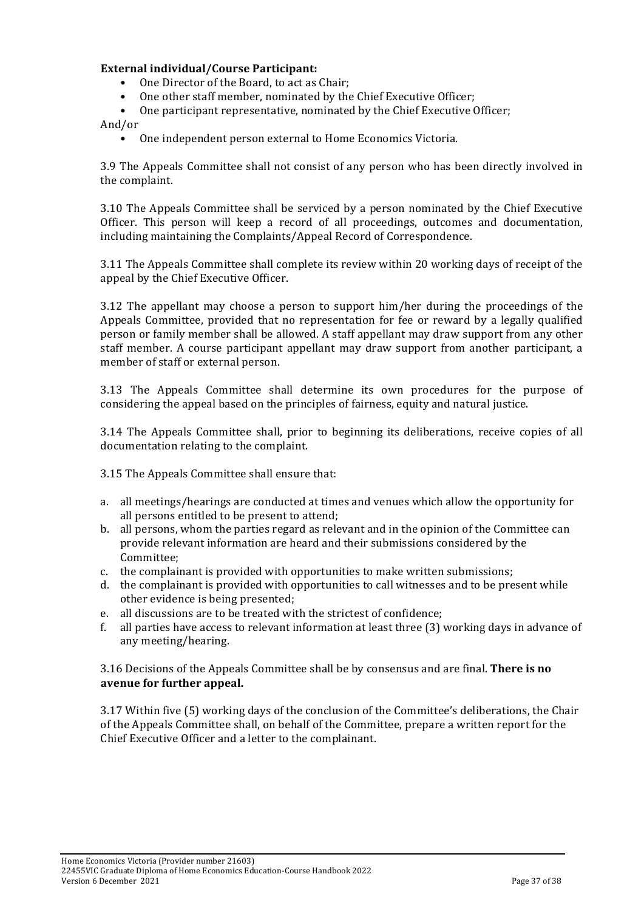**External individual/Course Participant:**

- One Director of the Board, to act as Chair;
- One other staff member, nominated by the Chief Executive Officer;
- One participant representative, nominated by the Chief Executive Officer;

And/or

- One independent person external to Home Economics Victoria.

3.9 The Appeals Committee shall not consist of any person who has been directly involved in the complaint.

3.10 The Appeals Committee shall be serviced by a person nominated by the Chief Executive Officer. This person will keep a record of all proceedings, outcomes and documentation, including maintaining the Complaints/Appeal Record of Correspondence.

3.11 The Appeals Committee shall complete its review within 20 working days of receipt of the appeal by the Chief Executive Officer.

3.12 The appellant may choose a person to support him/her during the proceedings of the Appeals Committee, provided that no representation for fee or reward by a legally qualified person or family member shall be allowed. A staff appellant may draw support from any other staff member. A course participant appellant may draw support from another participant, a member of staff or external person.

3.13 The Appeals Committee shall determine its own procedures for the purpose of considering the appeal based on the principles of fairness, equity and natural justice.

3.14 The Appeals Committee shall, prior to beginning its deliberations, receive copies of all documentation relating to the complaint.

3.15 The Appeals Committee shall ensure that:

a. all meetings/hearings are conducted at times and venues which allow the opportunity for all persons entitled to be present to attend;
b. all persons, whom the parties regard as relevant and in the opinion of the Committee can provide relevant information are heard and their submissions considered by the Committee;
c. the complainant is provided with opportunities to make written submissions;
d. the complainant is provided with opportunities to call witnesses and to be present while other evidence is being presented;
e. all discussions are to be treated with the strictest of confidence;
f. all parties have access to relevant information at least three (3) working days in advance of any meeting/hearing.

3.16 Decisions of the Appeals Committee shall be by consensus and are final. **There is no avenue for further appeal.**

3.17 Within five (5) working days of the conclusion of the Committee's deliberations, the Chair of the Appeals Committee shall, on behalf of the Committee, prepare a written report for the Chief Executive Officer and a letter to the complainant.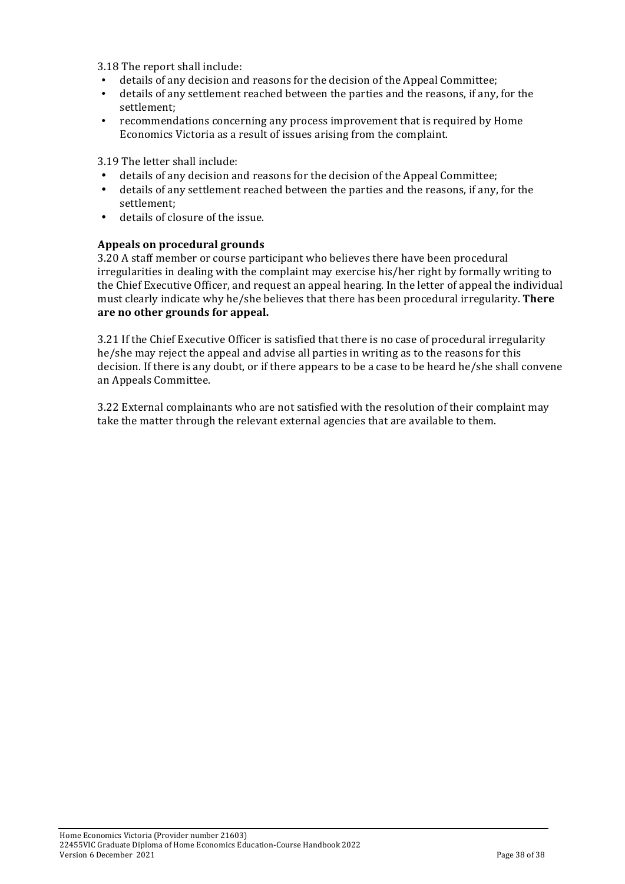3.18 The report shall include:

- details of any decision and reasons for the decision of the Appeal Committee;
- details of any settlement reached between the parties and the reasons, if any, for the settlement;
- recommendations concerning any process improvement that is required by Home Economics Victoria as a result of issues arising from the complaint.

3.19 The letter shall include:

- details of any decision and reasons for the decision of the Appeal Committee;
- details of any settlement reached between the parties and the reasons, if any, for the settlement;
- details of closure of the issue.

**Appeals on procedural grounds**

3.20 A staff member or course participant who believes there have been procedural irregularities in dealing with the complaint may exercise his/her right by formally writing to the Chief Executive Officer, and request an appeal hearing. In the letter of appeal the individual must clearly indicate why he/she believes that there has been procedural irregularity. **There are no other grounds for appeal.**

3.21 If the Chief Executive Officer is satisfied that there is no case of procedural irregularity he/she may reject the appeal and advise all parties in writing as to the reasons for this decision. If there is any doubt, or if there appears to be a case to be heard he/she shall convene an Appeals Committee.

3.22 External complainants who are not satisfied with the resolution of their complaint may take the matter through the relevant external agencies that are available to them.